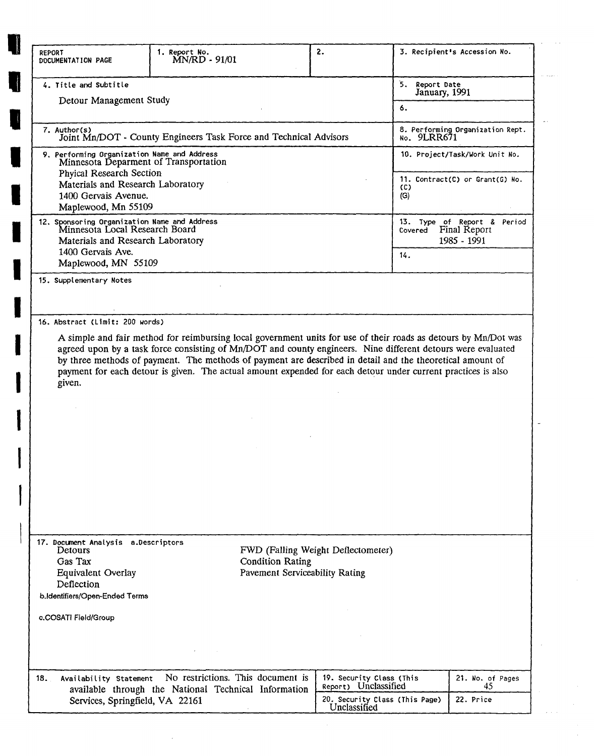| REPORT DOCUMENTATION PAGE | 1. Report No. MN/RD - 91/01 | 2. | 3. Recipient's Accession No. |
|---|---|---|---|
| 4. Title and Subtitle<br>Detour Management Study | | | 5. Report Date<br>January, 1991 |
| | | | 6. |
| 7. Author(s)<br>Joint Mn/DOT - County Engineers Task Force and Technical Advisors | | | 8. Performing Organization Rept. No. 9LRR671 |
| 9. Performing Organization Name and Address<br>Minnesota Deparment of Transportation<br>Phyical Research Section<br>Materials and Research Laboratory<br>1400 Gervais Avenue.<br>Maplewood, Mn 55109 | | | 10. Project/Task/Work Unit No. |
| | | | 11. Contract(C) or Grant(G) No.<br>(C)<br>(G) |
| 12. Sponsoring Organization Name and Address<br>Minnesota Local Research Board<br>Materials and Research Laboratory<br>1400 Gervais Ave.<br>Maplewood, MN 55109 | | | 13. Type of Report & Period Covered Final Report 1985 - 1991 |
| | | | 14. |

15. Supplementary Notes

16. Abstract (Limit: 200 words)

A simple and fair method for reimbursing local government units for use of their roads as detours by Mn/Dot was agreed upon by a task force consisting of Mn/DOT and county engineers. Nine different detours were evaluated by three methods of payment. The methods of payment are described in detail and the theoretical amount of payment for each detour is given. The actual amount expended for each detour under current practices is also given.

17. Document Analysis a.Descriptors

- Detours
- Gas Tax
- Equivalent Overlay
- Deflection
- FWD (Falling Weight Deflectometer)
- Condition Rating
- Pavement Serviceability Rating

b.Identifiers/Open-Ended Terms

c.COSATI Field/Group

| 18. Availability Statement No restrictions. This document is available through the National Technical Information Services, Springfield, VA 22161 | 19. Security Class (This Report) Unclassified | 21. No. of Pages 45 |
|---|---|---|
| | 20. Security Class (This Page) Unclassified | 22. Price |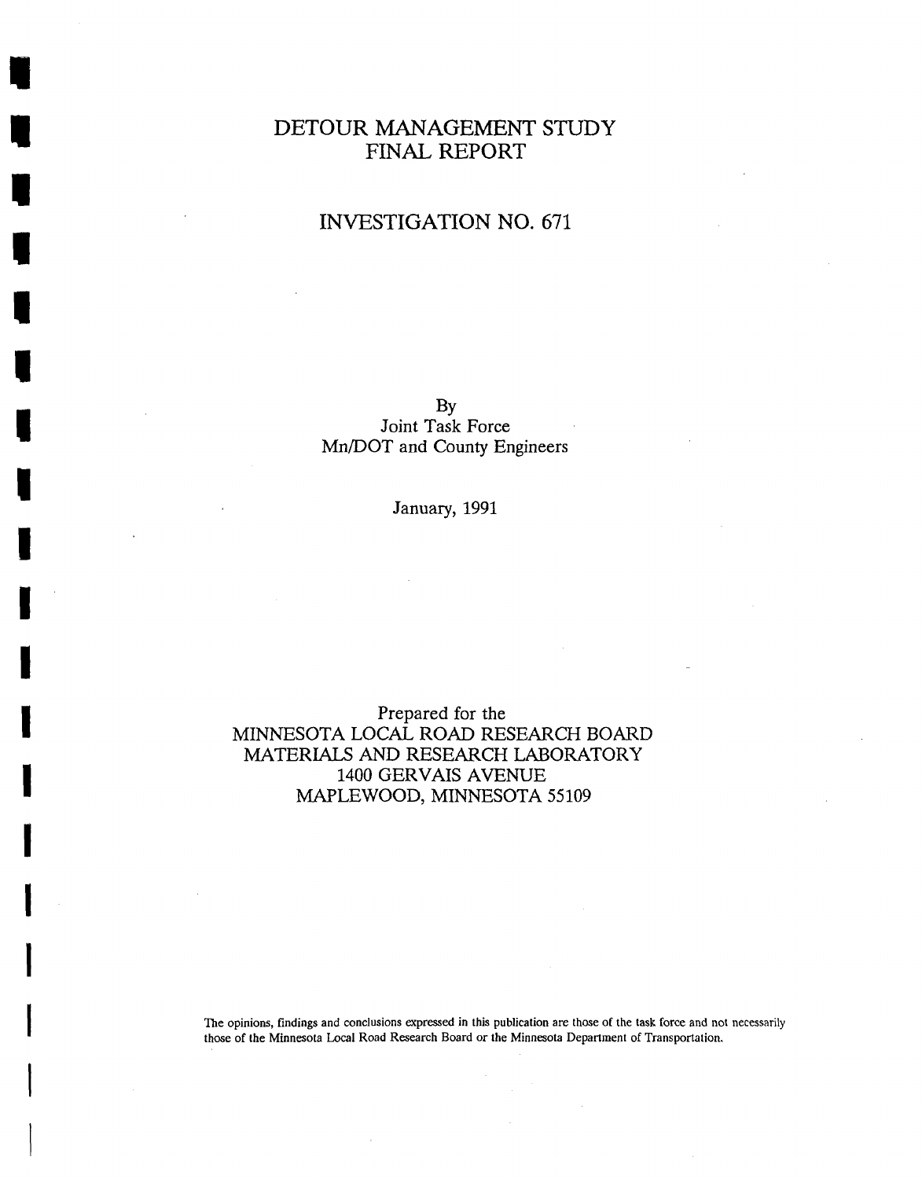# DETOUR MANAGEMENT STUDY
# FINAL REPORT

## INVESTIGATION NO. 671

By
Joint Task Force
Mn/DOT and County Engineers

January, 1991

Prepared for the
MINNESOTA LOCAL ROAD RESEARCH BOARD
MATERIALS AND RESEARCH LABORATORY
1400 GERVAIS AVENUE
MAPLEWOOD, MINNESOTA 55109

The opinions, findings and conclusions expressed in this publication are those of the task force and not necessarily those of the Minnesota Local Road Research Board or the Minnesota Department of Transportation.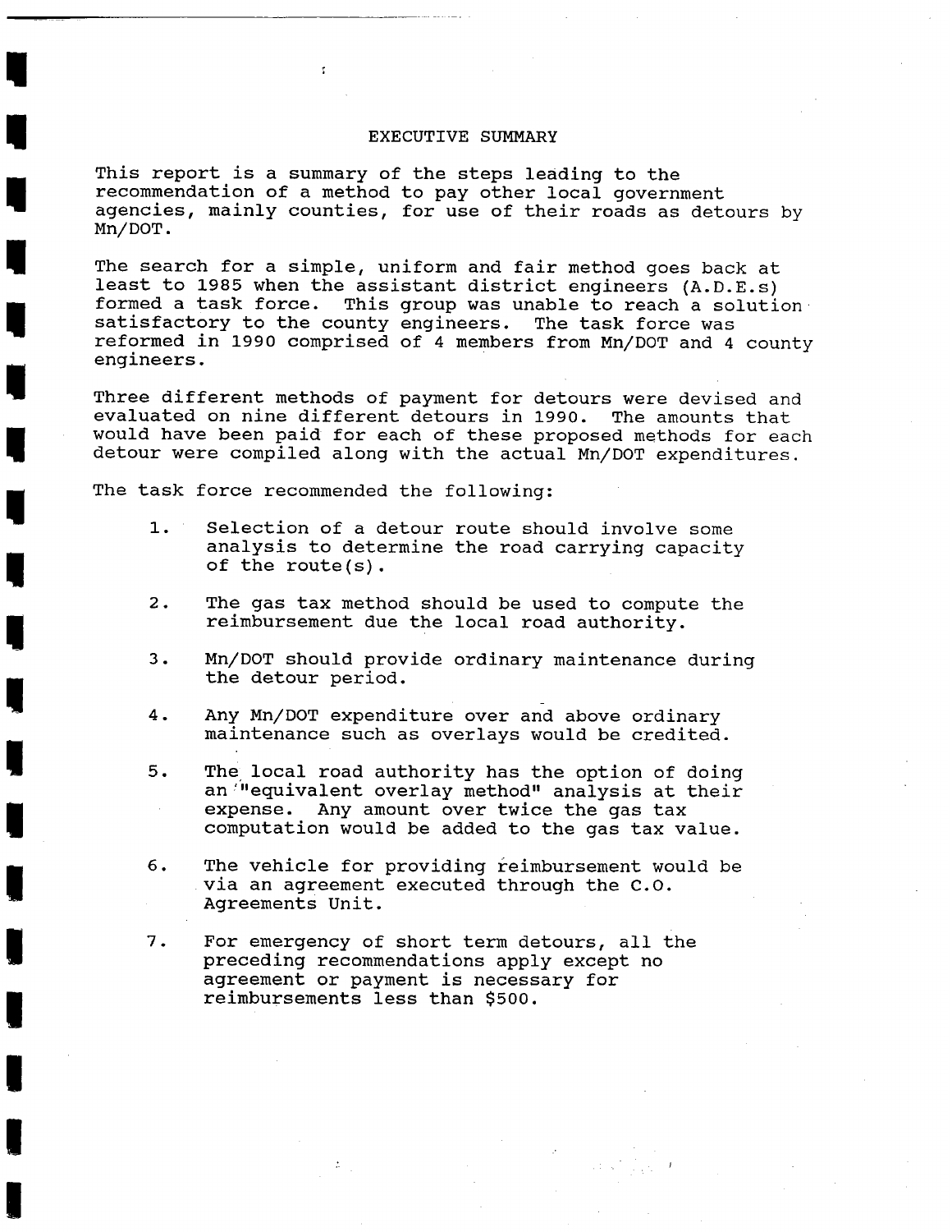# EXECUTIVE SUMMARY

This report is a summary of the steps leading to the recommendation of a method to pay other local government agencies, mainly counties, for use of their roads as detours by Mn/DOT.

The search for a simple, uniform and fair method goes back at least to 1985 when the assistant district engineers (A.D.E.s) formed a task force. This group was unable to reach a solution satisfactory to the county engineers. The task force was reformed in 1990 comprised of 4 members from Mn/DOT and 4 county engineers.

Three different methods of payment for detours were devised and evaluated on nine different detours in 1990. The amounts that would have been paid for each of these proposed methods for each detour were compiled along with the actual Mn/DOT expenditures.

The task force recommended the following:

1. Selection of a detour route should involve some analysis to determine the road carrying capacity of the route(s).

2. The gas tax method should be used to compute the reimbursement due the local road authority.

3. Mn/DOT should provide ordinary maintenance during the detour period.

4. Any Mn/DOT expenditure over and above ordinary maintenance such as overlays would be credited.

5. The local road authority has the option of doing an "equivalent overlay method" analysis at their expense. Any amount over twice the gas tax computation would be added to the gas tax value.

6. The vehicle for providing reimbursement would be via an agreement executed through the C.O. Agreements Unit.

7. For emergency of short term detours, all the preceding recommendations apply except no agreement or payment is necessary for reimbursements less than $500.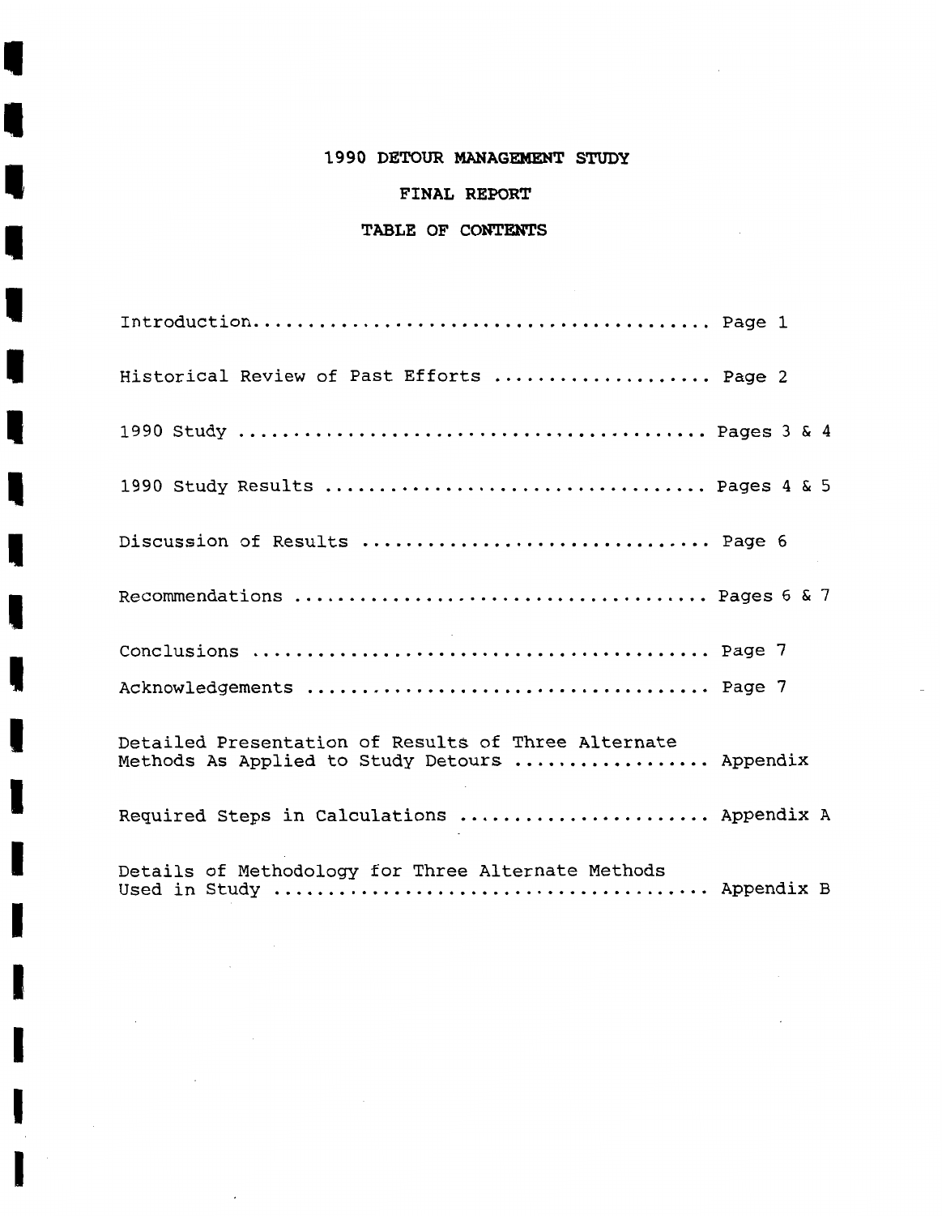# 1990 DETOUR MANAGEMENT STUDY

## FINAL REPORT

## TABLE OF CONTENTS

Introduction........................................... Page 1

Historical Review of Past Efforts ................... Page 2

1990 Study ........................................... Pages 3 & 4

1990 Study Results .................................. Pages 4 & 5

Discussion of Results ............................... Page 6

Recommendations ..................................... Pages 6 & 7

Conclusions .......................................... Page 7

Acknowledgements .................................... Page 7

Detailed Presentation of Results of Three Alternate Methods As Applied to Study Detours ................. Appendix

Required Steps in Calculations ...................... Appendix A

Details of Methodology for Three Alternate Methods Used in Study ...................................... Appendix B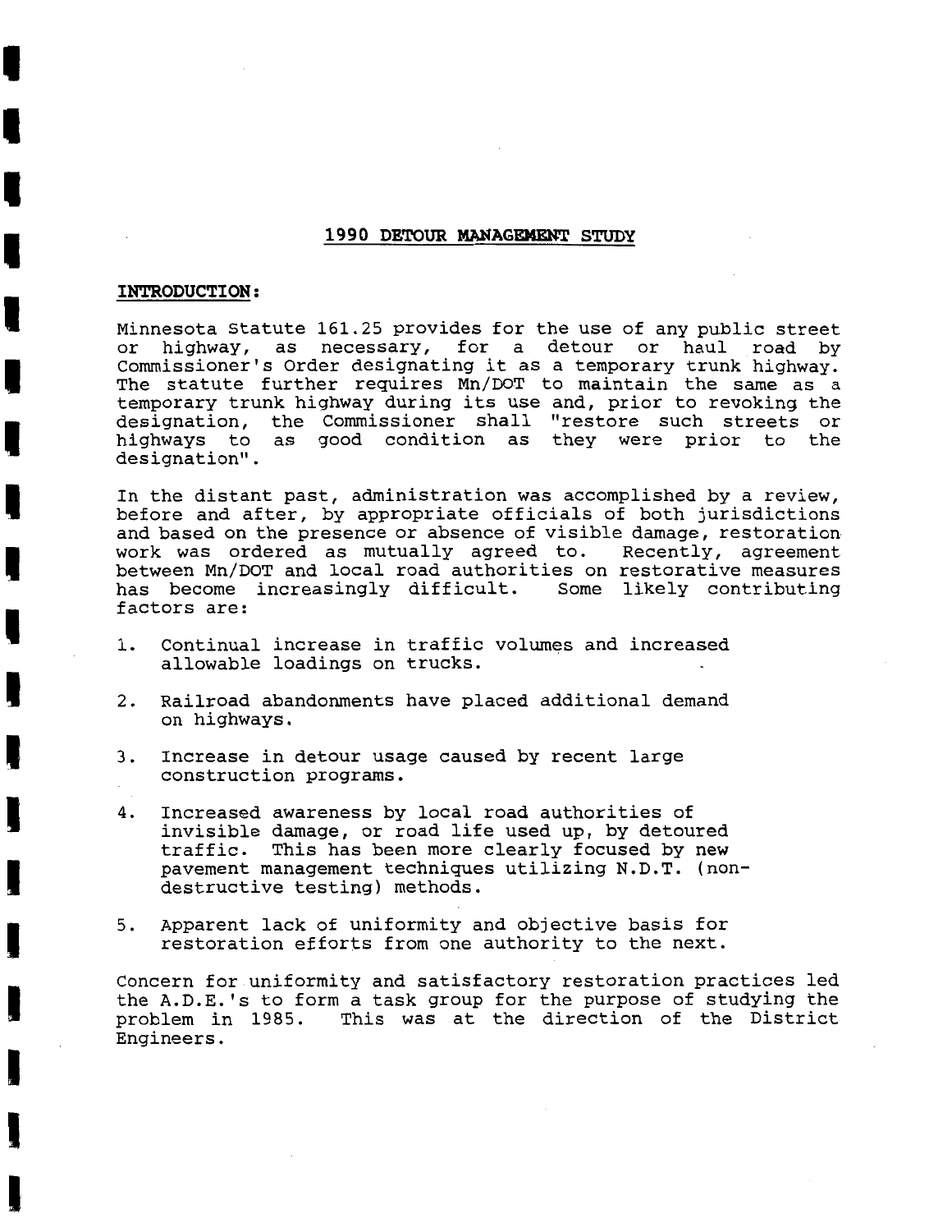# 1990 DETOUR MANAGEMENT STUDY

## INTRODUCTION:

Minnesota Statute 161.25 provides for the use of any public street or highway, as necessary, for a detour or haul road by Commissioner's Order designating it as a temporary trunk highway. The statute further requires Mn/DOT to maintain the same as a temporary trunk highway during its use and, prior to revoking the designation, the Commissioner shall "restore such streets or highways to as good condition as they were prior to the designation".

In the distant past, administration was accomplished by a review, before and after, by appropriate officials of both jurisdictions and based on the presence or absence of visible damage, restoration work was ordered as mutually agreed to. Recently, agreement between Mn/DOT and local road authorities on restorative measures has become increasingly difficult. Some likely contributing factors are:

1. Continual increase in traffic volumes and increased allowable loadings on trucks.

2. Railroad abandonments have placed additional demand on highways.

3. Increase in detour usage caused by recent large construction programs.

4. Increased awareness by local road authorities of invisible damage, or road life used up, by detoured traffic. This has been more clearly focused by new pavement management techniques utilizing N.D.T. (non-destructive testing) methods.

5. Apparent lack of uniformity and objective basis for restoration efforts from one authority to the next.

Concern for uniformity and satisfactory restoration practices led the A.D.E.'s to form a task group for the purpose of studying the problem in 1985. This was at the direction of the District Engineers.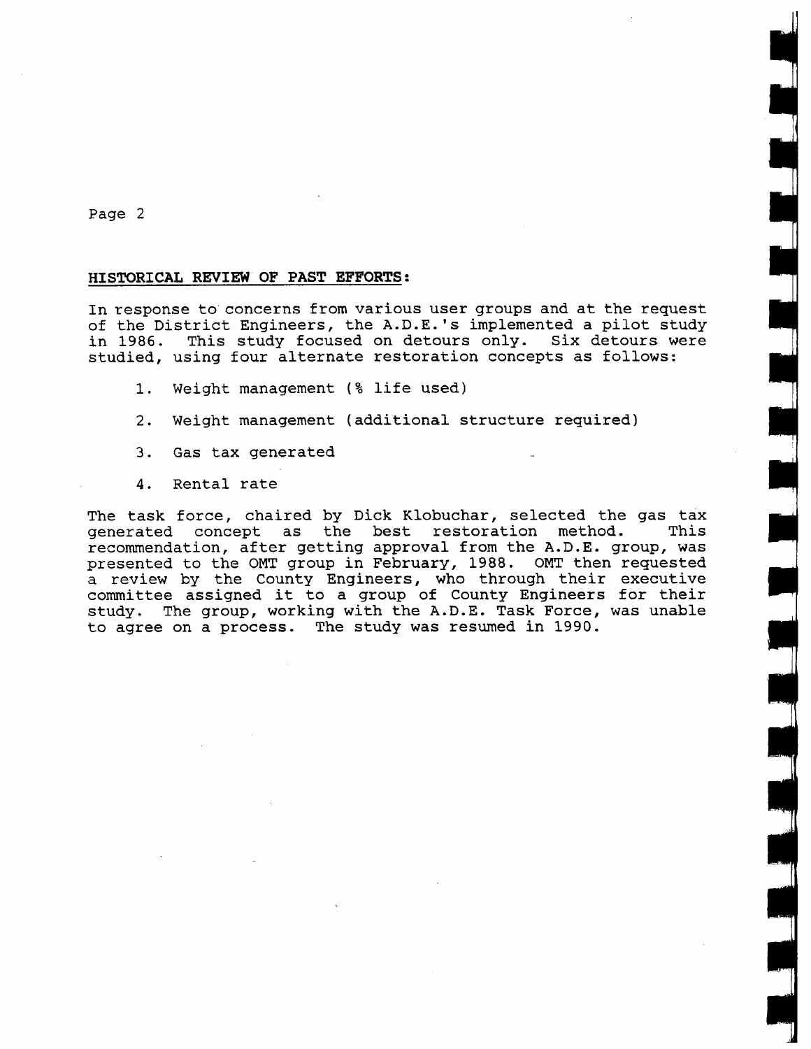## HISTORICAL REVIEW OF PAST EFFORTS:

In response to concerns from various user groups and at the request of the District Engineers, the A.D.E.'s implemented a pilot study in 1986. This study focused on detours only. Six detours were studied, using four alternate restoration concepts as follows:

1. Weight management (% life used)
2. Weight management (additional structure required)
3. Gas tax generated
4. Rental rate

The task force, chaired by Dick Klobuchar, selected the gas tax generated concept as the best restoration method. This recommendation, after getting approval from the A.D.E. group, was presented to the OMT group in February, 1988. OMT then requested a review by the County Engineers, who through their executive committee assigned it to a group of County Engineers for their study. The group, working with the A.D.E. Task Force, was unable to agree on a process. The study was resumed in 1990.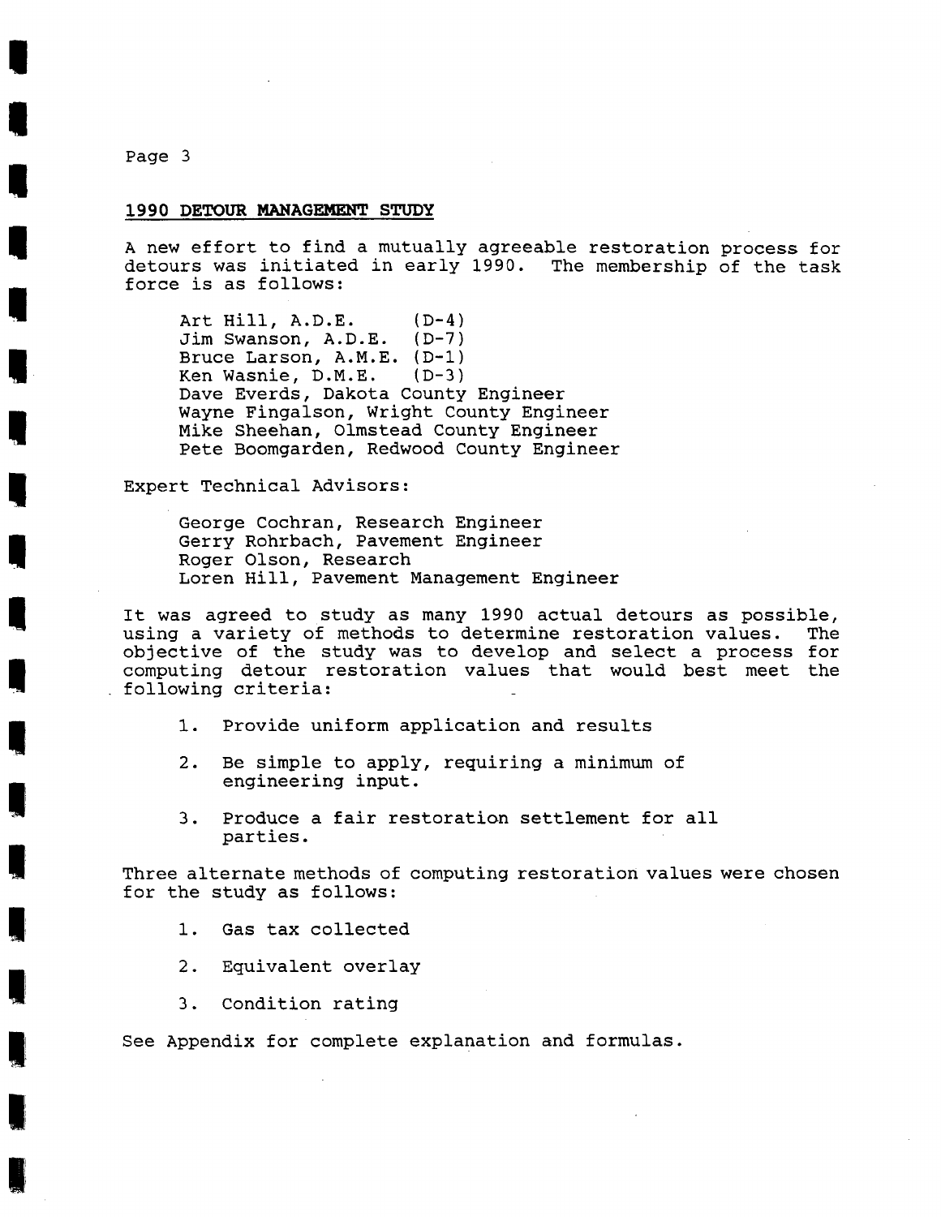## 1990 DETOUR MANAGEMENT STUDY

A new effort to find a mutually agreeable restoration process for detours was initiated in early 1990. The membership of the task force is as follows:

Art Hill, A.D.E. (D-4)
Jim Swanson, A.D.E. (D-7)
Bruce Larson, A.M.E. (D-1)
Ken Wasnie, D.M.E. (D-3)
Dave Everds, Dakota County Engineer
Wayne Fingalson, Wright County Engineer
Mike Sheehan, Olmstead County Engineer
Pete Boomgarden, Redwood County Engineer

Expert Technical Advisors:

George Cochran, Research Engineer
Gerry Rohrbach, Pavement Engineer
Roger Olson, Research
Loren Hill, Pavement Management Engineer

It was agreed to study as many 1990 actual detours as possible, using a variety of methods to determine restoration values. The objective of the study was to develop and select a process for computing detour restoration values that would best meet the following criteria:

1. Provide uniform application and results
2. Be simple to apply, requiring a minimum of engineering input.
3. Produce a fair restoration settlement for all parties.

Three alternate methods of computing restoration values were chosen for the study as follows:

1. Gas tax collected
2. Equivalent overlay
3. Condition rating

See Appendix for complete explanation and formulas.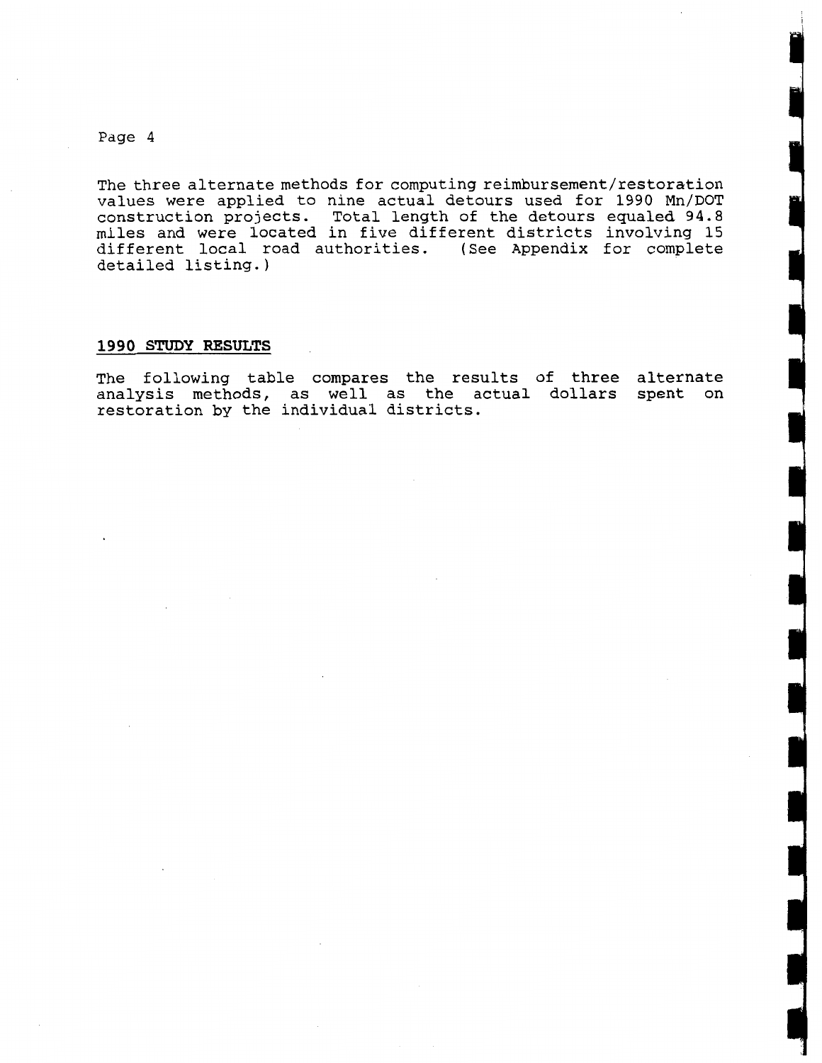The three alternate methods for computing reimbursement/restoration values were applied to nine actual detours used for 1990 Mn/DOT construction projects. Total length of the detours equaled 94.8 miles and were located in five different districts involving 15 different local road authorities. (See Appendix for complete detailed listing.)

## 1990 STUDY RESULTS

The following table compares the results of three alternate analysis methods, as well as the actual dollars spent on restoration by the individual districts.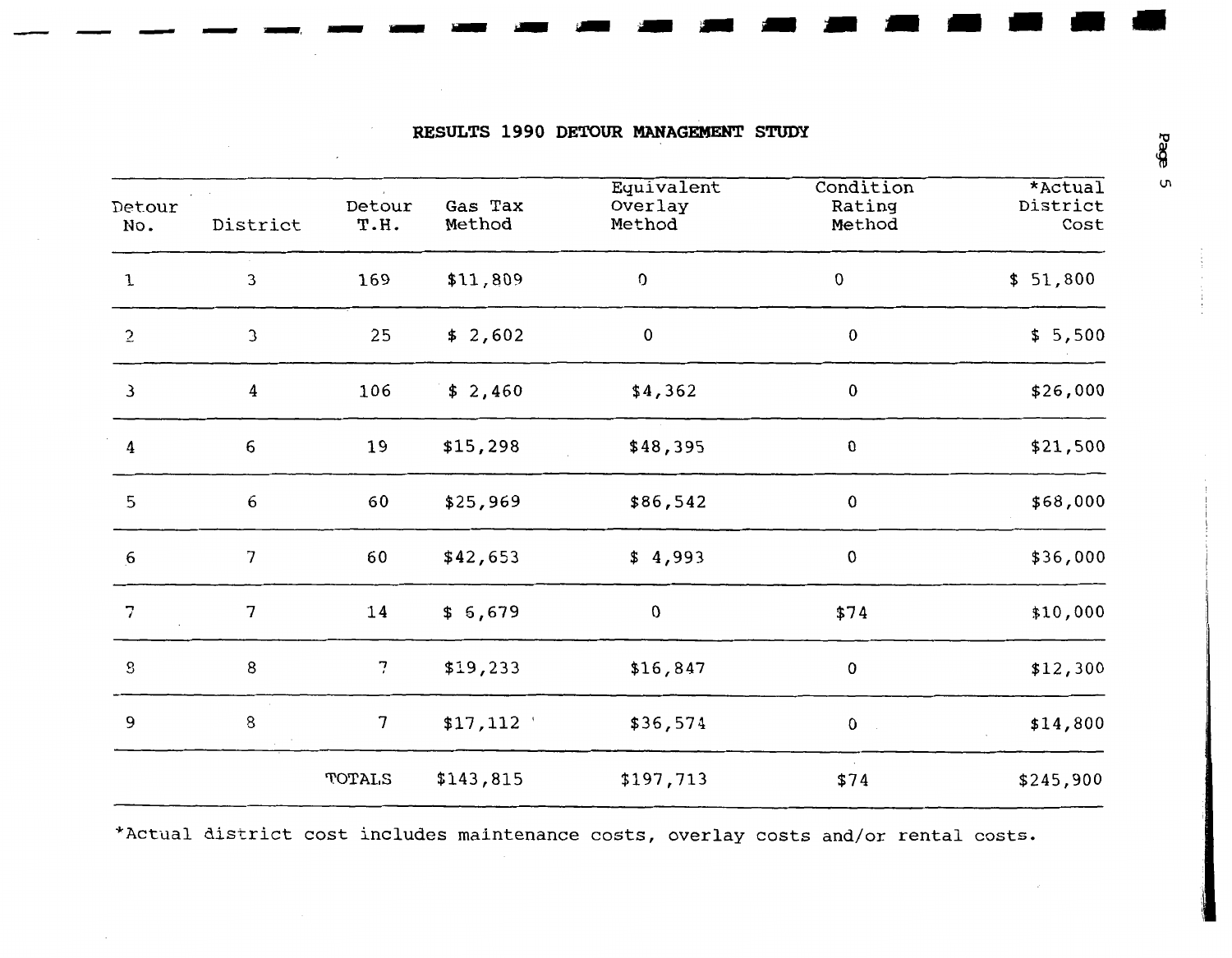## RESULTS 1990 DETOUR MANAGEMENT STUDY

| Detour No. | District | Detour T.H. | Gas Tax Method | Equivalent Overlay Method | Condition Rating Method | *Actual District Cost |
|---|---|---|---|---|---|---|
| 1 | 3 | 169 | $11,809 | 0 | 0 | $ 51,800 |
| 2 | 3 | 25 | $ 2,602 | 0 | 0 | $ 5,500 |
| 3 | 4 | 106 | $ 2,460 | $4,362 | 0 | $26,000 |
| 4 | 6 | 19 | $15,298 | $48,395 | 0 | $21,500 |
| 5 | 6 | 60 | $25,969 | $86,542 | 0 | $68,000 |
| 6 | 7 | 60 | $42,653 | $ 4,993 | 0 | $36,000 |
| 7 | 7 | 14 | $ 6,679 | 0 | $74 | $10,000 |
| 8 | 8 | 7 | $19,233 | $16,847 | 0 | $12,300 |
| 9 | 8 | 7 | $17,112 | $36,574 | 0 | $14,800 |
| | | TOTALS | $143,815 | $197,713 | $74 | $245,900 |

*Actual district cost includes maintenance costs, overlay costs and/or rental costs.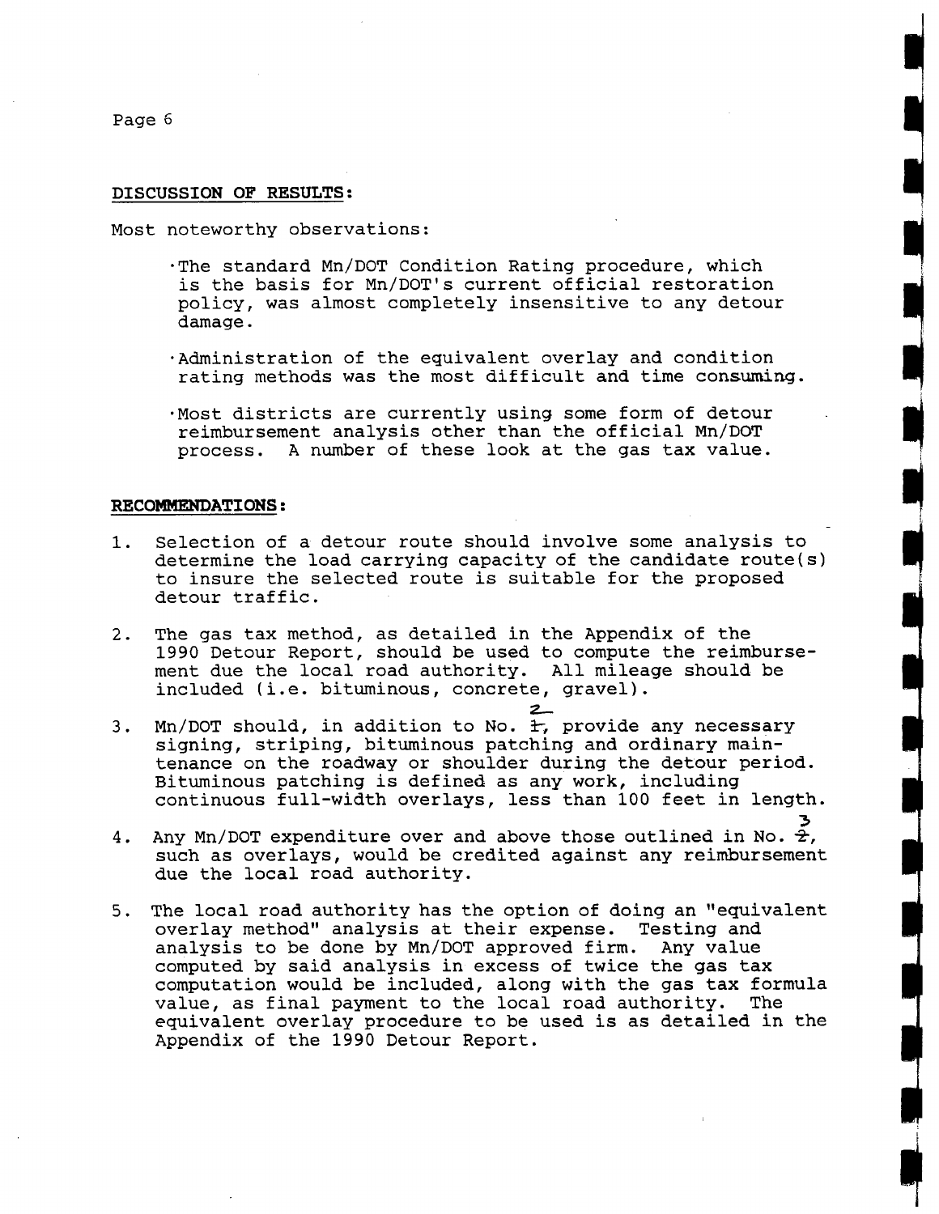**DISCUSSION OF RESULTS:**

Most noteworthy observations:

- The standard Mn/DOT Condition Rating procedure, which is the basis for Mn/DOT's current official restoration policy, was almost completely insensitive to any detour damage.
- Administration of the equivalent overlay and condition rating methods was the most difficult and time consuming.
- Most districts are currently using some form of detour reimbursement analysis other than the official Mn/DOT process. A number of these look at the gas tax value.

**RECOMMENDATIONS:**

1. Selection of a detour route should involve some analysis to determine the load carrying capacity of the candidate route(s) to insure the selected route is suitable for the proposed detour traffic.

2. The gas tax method, as detailed in the Appendix of the 1990 Detour Report, should be used to compute the reimbursement due the local road authority. All mileage should be included (i.e. bituminous, concrete, gravel).

3. Mn/DOT should, in addition to No. ~~1~~ 2, provide any necessary signing, striping, bituminous patching and ordinary maintenance on the roadway or shoulder during the detour period. Bituminous patching is defined as any work, including continuous full-width overlays, less than 100 feet in length.

4. Any Mn/DOT expenditure over and above those outlined in No. ~~2~~ 3, such as overlays, would be credited against any reimbursement due the local road authority.

5. The local road authority has the option of doing an "equivalent overlay method" analysis at their expense. Testing and analysis to be done by Mn/DOT approved firm. Any value computed by said analysis in excess of twice the gas tax computation would be included, along with the gas tax formula value, as final payment to the local road authority. The equivalent overlay procedure to be used is as detailed in the Appendix of the 1990 Detour Report.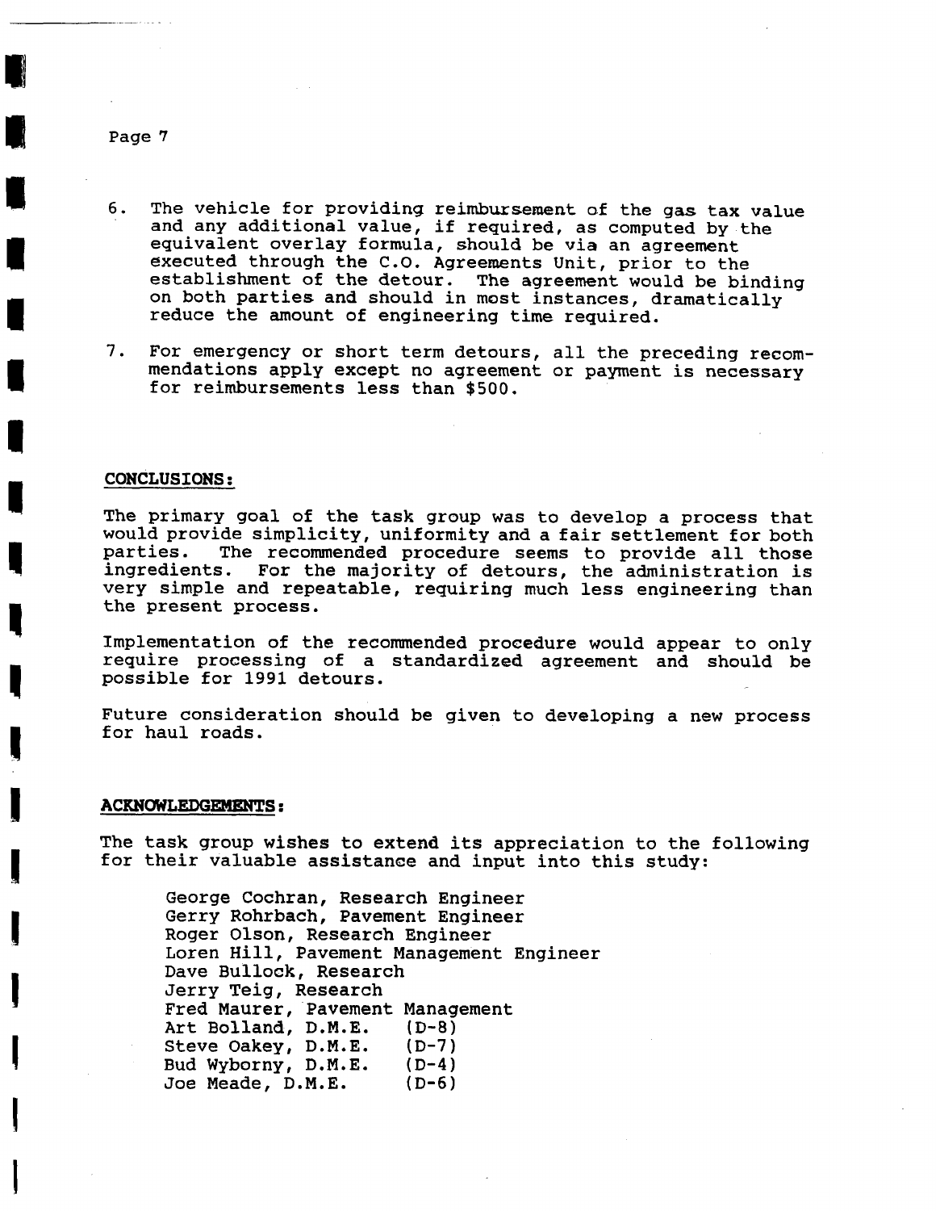6. The vehicle for providing reimbursement of the gas tax value and any additional value, if required, as computed by the equivalent overlay formula, should be via an agreement executed through the C.O. Agreements Unit, prior to the establishment of the detour. The agreement would be binding on both parties and should in most instances, dramatically reduce the amount of engineering time required.

7. For emergency or short term detours, all the preceding recommendations apply except no agreement or payment is necessary for reimbursements less than $500.

## CONCLUSIONS:

The primary goal of the task group was to develop a process that would provide simplicity, uniformity and a fair settlement for both parties. The recommended procedure seems to provide all those ingredients. For the majority of detours, the administration is very simple and repeatable, requiring much less engineering than the present process.

Implementation of the recommended procedure would appear to only require processing of a standardized agreement and should be possible for 1991 detours.

Future consideration should be given to developing a new process for haul roads.

## ACKNOWLEDGEMENTS:

The task group wishes to extend its appreciation to the following for their valuable assistance and input into this study:

George Cochran, Research Engineer
Gerry Rohrbach, Pavement Engineer
Roger Olson, Research Engineer
Loren Hill, Pavement Management Engineer
Dave Bullock, Research
Jerry Teig, Research
Fred Maurer, Pavement Management
Art Bolland, D.M.E. (D-8)
Steve Oakey, D.M.E. (D-7)
Bud Wyborny, D.M.E. (D-4)
Joe Meade, D.M.E. (D-6)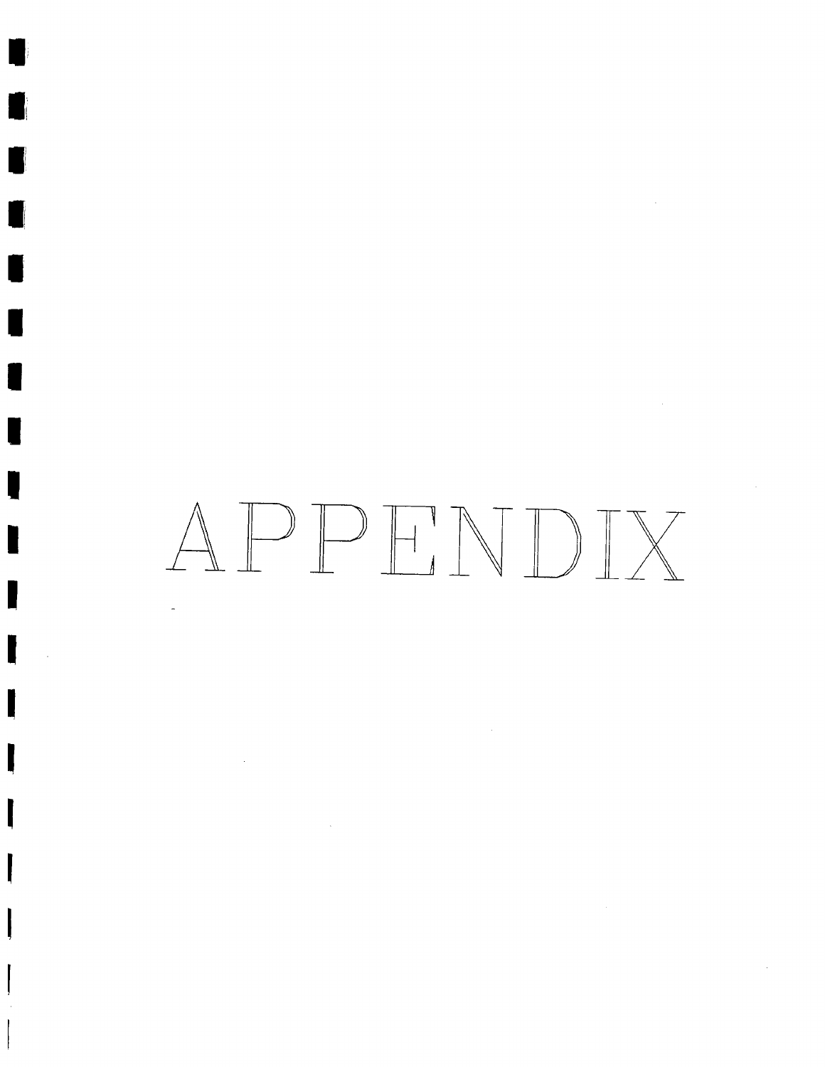# APPENDIX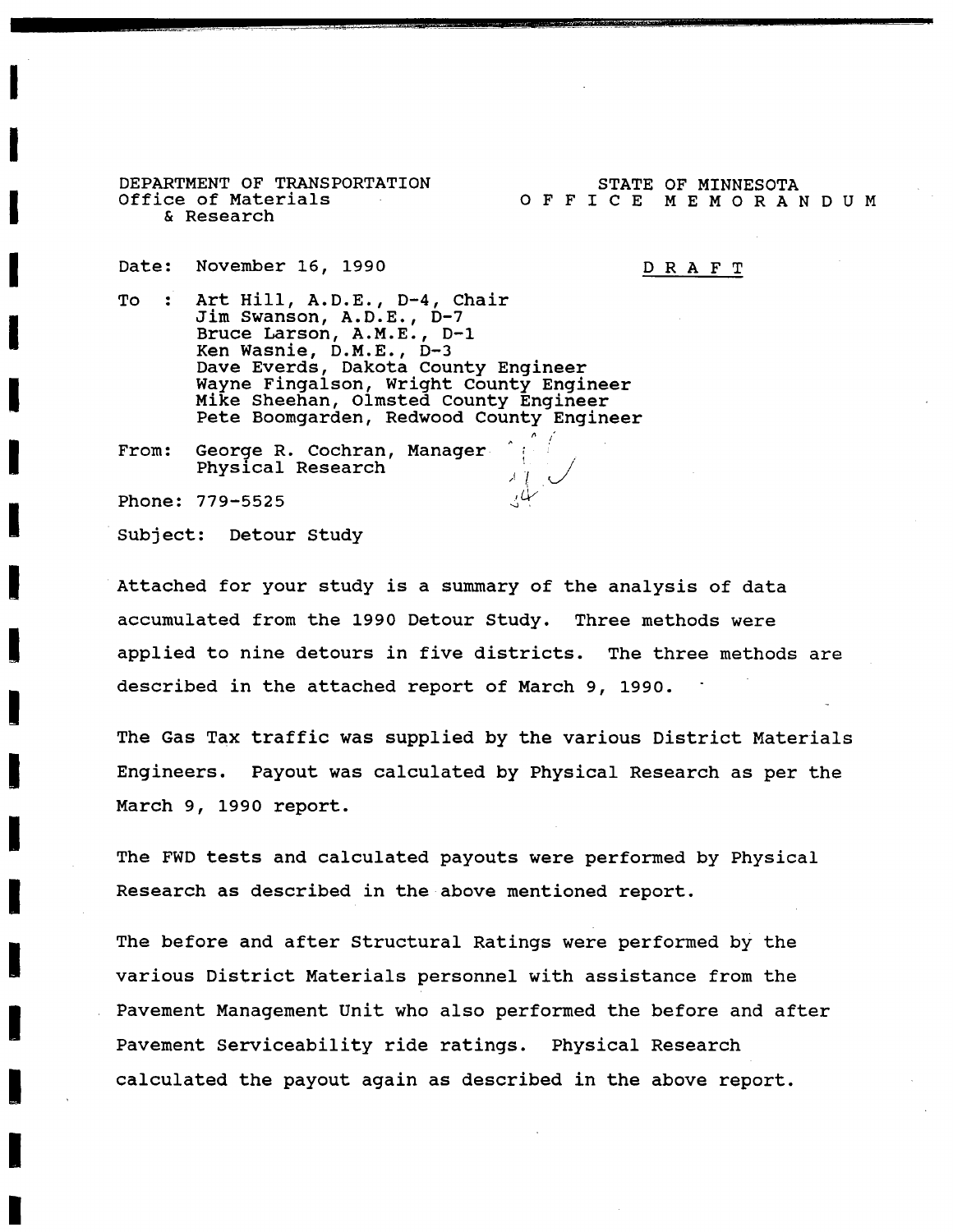DEPARTMENT OF TRANSPORTATION
Office of Materials
& Research

STATE OF MINNESOTA
OFFICE MEMORANDUM

Date: November 16, 1990

D R A F T

To : Art Hill, A.D.E., D-4, Chair
Jim Swanson, A.D.E., D-7
Bruce Larson, A.M.E., D-1
Ken Wasnie, D.M.E., D-3
Dave Everds, Dakota County Engineer
Wayne Fingalson, Wright County Engineer
Mike Sheehan, Olmsted County Engineer
Pete Boomgarden, Redwood County Engineer

From: George R. Cochran, Manager
Physical Research

Phone: 779-5525

Subject: Detour Study

Attached for your study is a summary of the analysis of data accumulated from the 1990 Detour Study. Three methods were applied to nine detours in five districts. The three methods are described in the attached report of March 9, 1990.

The Gas Tax traffic was supplied by the various District Materials Engineers. Payout was calculated by Physical Research as per the March 9, 1990 report.

The FWD tests and calculated payouts were performed by Physical Research as described in the above mentioned report.

The before and after Structural Ratings were performed by the various District Materials personnel with assistance from the Pavement Management Unit who also performed the before and after Pavement Serviceability ride ratings. Physical Research calculated the payout again as described in the above report.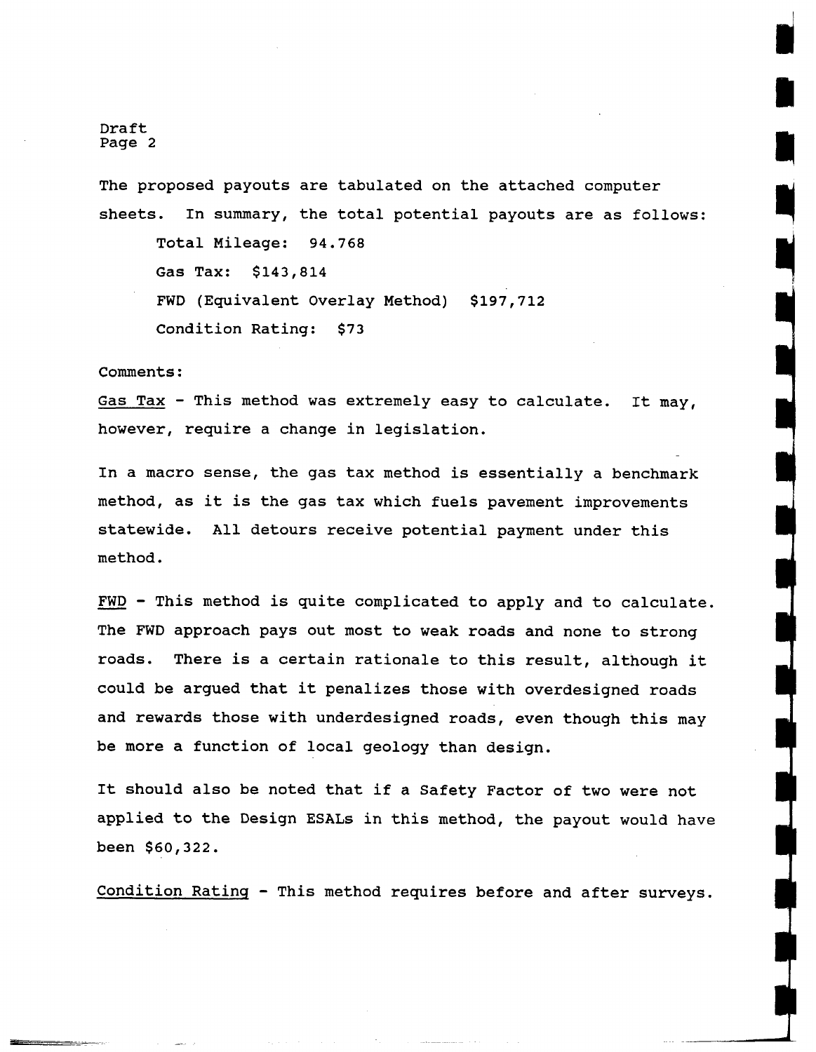Draft
Page 2

The proposed payouts are tabulated on the attached computer sheets. In summary, the total potential payouts are as follows:

Total Mileage: 94.768

Gas Tax: $143,814

FWD (Equivalent Overlay Method) $197,712

Condition Rating: $73

Comments:

<u>Gas Tax</u> - This method was extremely easy to calculate. It may, however, require a change in legislation.

In a macro sense, the gas tax method is essentially a benchmark method, as it is the gas tax which fuels pavement improvements statewide. All detours receive potential payment under this method.

<u>FWD</u> - This method is quite complicated to apply and to calculate. The FWD approach pays out most to weak roads and none to strong roads. There is a certain rationale to this result, although it could be argued that it penalizes those with overdesigned roads and rewards those with underdesigned roads, even though this may be more a function of local geology than design.

It should also be noted that if a Safety Factor of two were not applied to the Design ESALs in this method, the payout would have been $60,322.

<u>Condition Rating</u> - This method requires before and after surveys.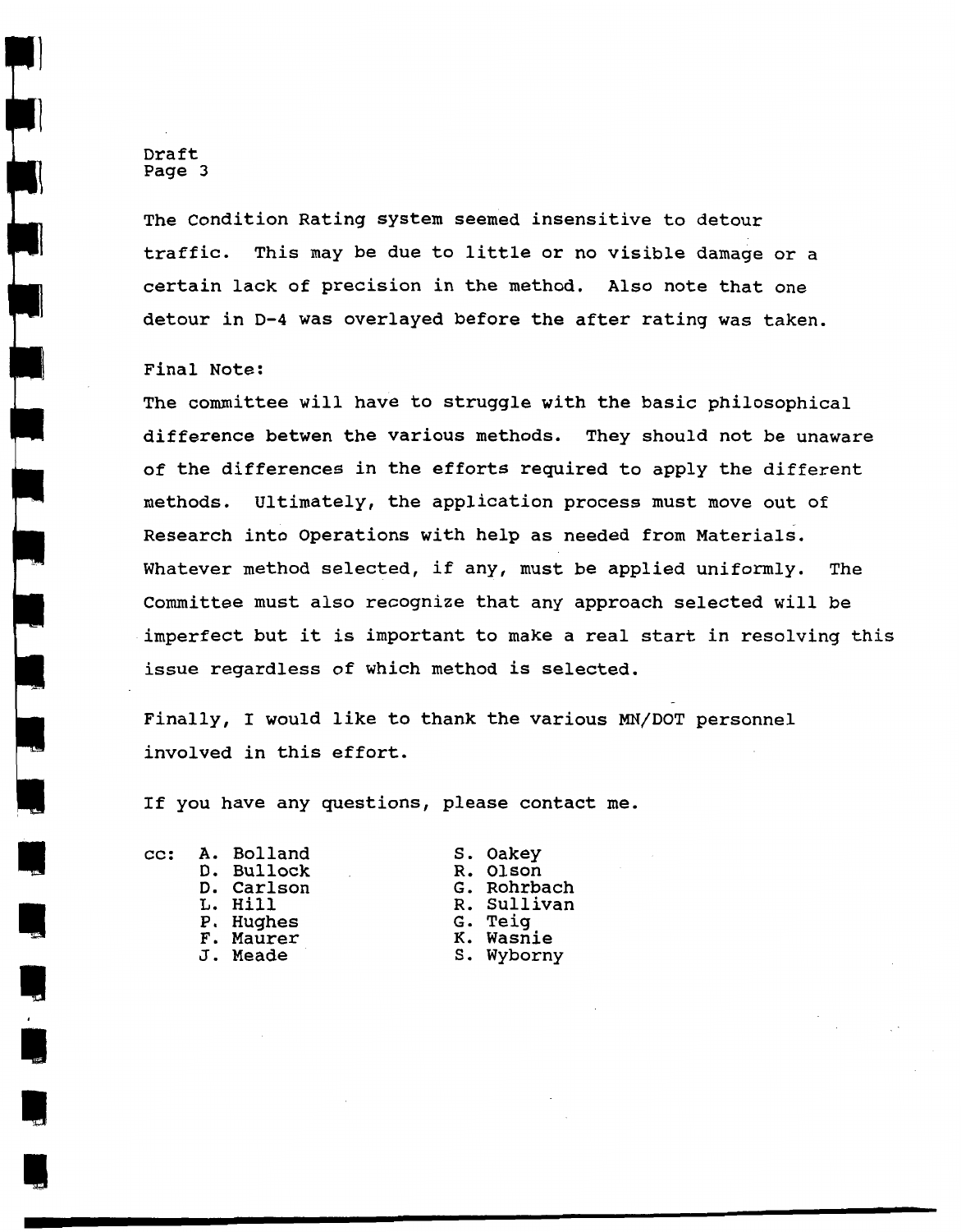The Condition Rating system seemed insensitive to detour traffic. This may be due to little or no visible damage or a certain lack of precision in the method. Also note that one detour in D-4 was overlayed before the after rating was taken.

Final Note:

The committee will have to struggle with the basic philosophical difference betwen the various methods. They should not be unaware of the differences in the efforts required to apply the different methods. Ultimately, the application process must move out of Research into Operations with help as needed from Materials. Whatever method selected, if any, must be applied uniformly. The Committee must also recognize that any approach selected will be imperfect but it is important to make a real start in resolving this issue regardless of which method is selected.

Finally, I would like to thank the various MN/DOT personnel involved in this effort.

If you have any questions, please contact me.

cc: A. Bolland
D. Bullock
D. Carlson
L. Hill
P. Hughes
F. Maurer
J. Meade
S. Oakey
R. Olson
G. Rohrbach
R. Sullivan
G. Teig
K. Wasnie
S. Wyborny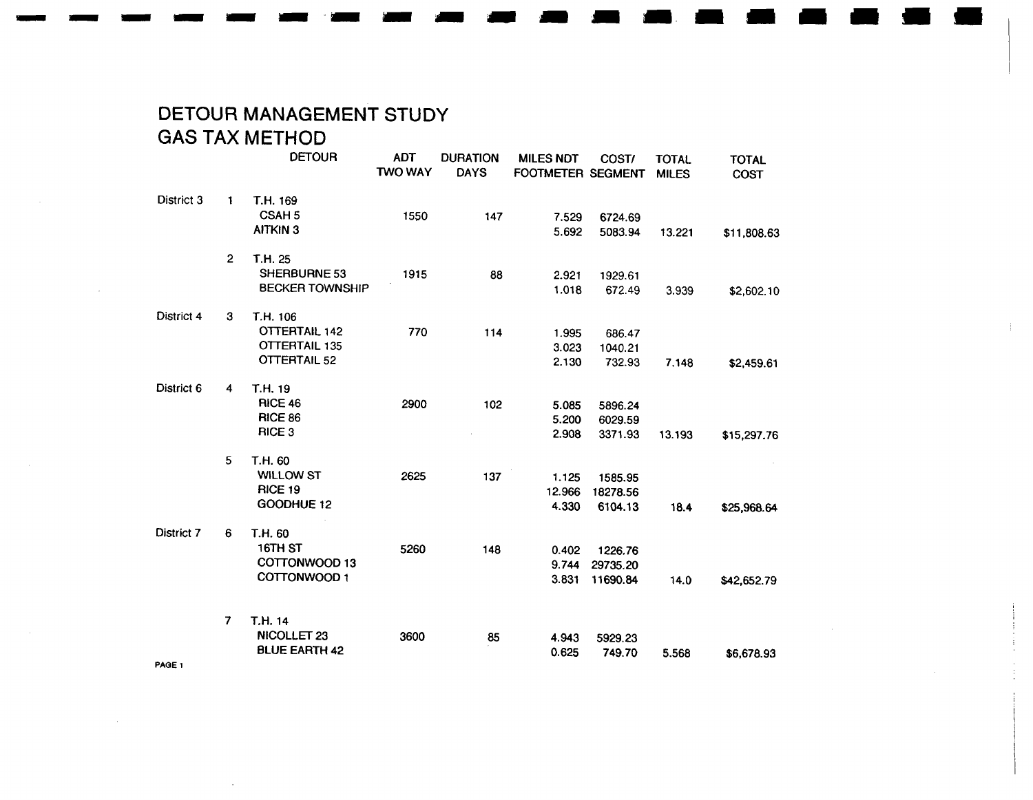# DETOUR MANAGEMENT STUDY

## GAS TAX METHOD

| | | DETOUR | ADT TWO WAY | DURATION DAYS | MILES NDT FOOTMETER | COST/ SEGMENT | TOTAL MILES | TOTAL COST |
|---|---|---|---|---|---|---|---|---|
| District 3 | 1 | T.H. 169 | | | | | | |
| | | CSAH 5 | 1550 | 147 | 7.529 | 6724.69 | | |
| | | AITKIN 3 | | | 5.692 | 5083.94 | 13.221 | $11,808.63 |
| | 2 | T.H. 25 | | | | | | |
| | | SHERBURNE 53 | 1915 | 88 | 2.921 | 1929.61 | | |
| | | BECKER TOWNSHIP | | | 1.018 | 672.49 | 3.939 | $2,602.10 |
| District 4 | 3 | T.H. 106 | | | | | | |
| | | OTTERTAIL 142 | 770 | 114 | 1.995 | 686.47 | | |
| | | OTTERTAIL 135 | | | 3.023 | 1040.21 | | |
| | | OTTERTAIL 52 | | | 2.130 | 732.93 | 7.148 | $2,459.61 |
| District 6 | 4 | T.H. 19 | | | | | | |
| | | RICE 46 | 2900 | 102 | 5.085 | 5896.24 | | |
| | | RICE 86 | | | 5.200 | 6029.59 | | |
| | | RICE 3 | | | 2.908 | 3371.93 | 13.193 | $15,297.76 |
| | 5 | T.H. 60 | | | | | | |
| | | WILLOW ST | 2625 | 137 | 1.125 | 1585.95 | | |
| | | RICE 19 | | | 12.966 | 18278.56 | | |
| | | GOODHUE 12 | | | 4.330 | 6104.13 | 18.4 | $25,968.64 |
| District 7 | 6 | T.H. 60 | | | | | | |
| | | 16TH ST | 5260 | 148 | 0.402 | 1226.76 | | |
| | | COTTONWOOD 13 | | | 9.744 | 29735.20 | | |
| | | COTTONWOOD 1 | | | 3.831 | 11690.84 | 14.0 | $42,652.79 |
| | 7 | T.H. 14 | | | | | | |
| | | NICOLLET 23 | 3600 | 85 | 4.943 | 5929.23 | | |
| | | BLUE EARTH 42 | | | 0.625 | 749.70 | 5.568 | $6,678.93 |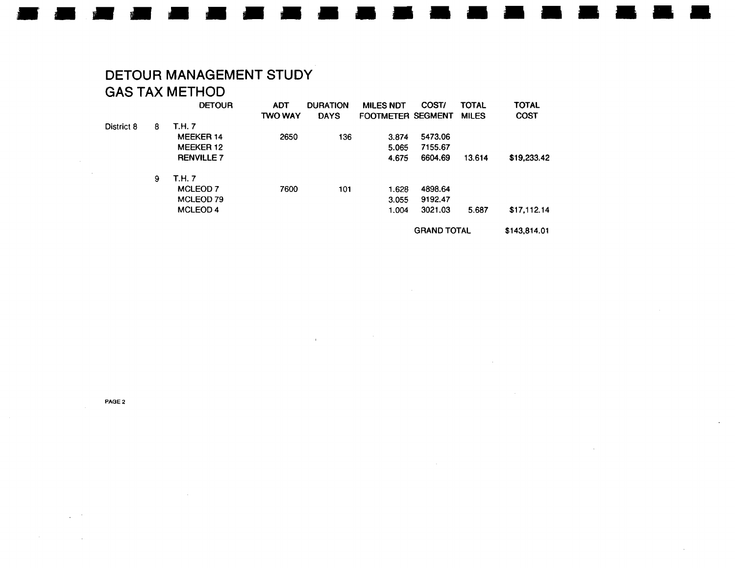# DETOUR MANAGEMENT STUDY
## GAS TAX METHOD

| | | DETOUR | ADT TWO WAY | DURATION DAYS | MILES NDT FOOTMETER | COST/ SEGMENT | TOTAL MILES | TOTAL COST |
|---|---|---|---|---|---|---|---|---|
| District 8 | 8 | T.H. 7 | | | | | | |
| | | MEEKER 14 | 2650 | 136 | 3.874 | 5473.06 | | |
| | | MEEKER 12 | | | 5.065 | 7155.67 | | |
| | | RENVILLE 7 | | | 4.675 | 6604.69 | 13.614 | $19,233.42 |
| | 9 | T.H. 7 | | | | | | |
| | | MCLEOD 7 | 7600 | 101 | 1.628 | 4898.64 | | |
| | | MCLEOD 79 | | | 3.055 | 9192.47 | | |
| | | MCLEOD 4 | | | 1.004 | 3021.03 | 5.687 | $17,112.14 |
| | | | | | | GRAND TOTAL | | $143,814.01 |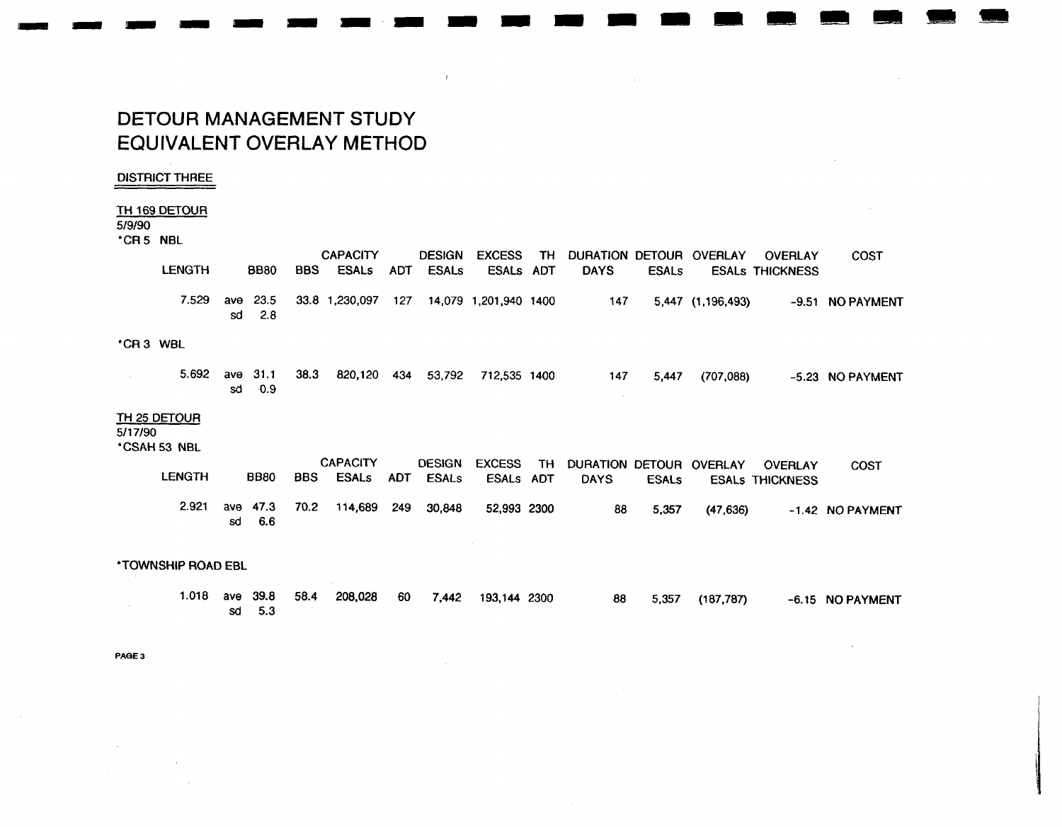# DETOUR MANAGEMENT STUDY
# EQUIVALENT OVERLAY METHOD

DISTRICT THREE

TH 169 DETOUR
5/9/90
*CR 5 NBL

| LENGTH | | BB80 | BBS | CAPACITY ESALs | ADT | DESIGN ESALs | EXCESS ESALs | TH ADT | DURATION DAYS | DETOUR ESALs | OVERLAY ESALs | OVERLAY THICKNESS | COST |
|---|---|---|---|---|---|---|---|---|---|---|---|---|---|
| 7.529 | ave | 23.5 | 33.8 | 1,230,097 | 127 | 14,079 | 1,201,940 | 1400 | 147 | 5,447 | (1,196,493) | -9.51 | NO PAYMENT |
| | sd | 2.8 | | | | | | | | | | | |

*CR 3 WBL

| LENGTH | | BB80 | BBS | CAPACITY ESALs | ADT | DESIGN ESALs | EXCESS ESALs | TH ADT | DURATION DAYS | DETOUR ESALs | OVERLAY ESALs | OVERLAY THICKNESS | COST |
|---|---|---|---|---|---|---|---|---|---|---|---|---|---|
| 5.692 | ave | 31.1 | 38.3 | 820,120 | 434 | 53,792 | 712,535 | 1400 | 147 | 5,447 | (707,088) | -5.23 | NO PAYMENT |
| | sd | 0.9 | | | | | | | | | | | |

TH 25 DETOUR
5/17/90
*CSAH 53 NBL

| LENGTH | | BB80 | BBS | CAPACITY ESALs | ADT | DESIGN ESALs | EXCESS ESALs | TH ADT | DURATION DAYS | DETOUR ESALs | OVERLAY ESALs | OVERLAY THICKNESS | COST |
|---|---|---|---|---|---|---|---|---|---|---|---|---|---|
| 2.921 | ave | 47.3 | 70.2 | 114,689 | 249 | 30,848 | 52,993 | 2300 | 88 | 5,357 | (47,636) | -1.42 | NO PAYMENT |
| | sd | 6.6 | | | | | | | | | | | |

*TOWNSHIP ROAD EBL

| LENGTH | | BB80 | BBS | CAPACITY ESALs | ADT | DESIGN ESALs | EXCESS ESALs | TH ADT | DURATION DAYS | DETOUR ESALs | OVERLAY ESALs | OVERLAY THICKNESS | COST |
|---|---|---|---|---|---|---|---|---|---|---|---|---|---|
| 1.018 | ave | 39.8 | 58.4 | 208,028 | 60 | 7,442 | 193,144 | 2300 | 88 | 5,357 | (187,787) | -6.15 | NO PAYMENT |
| | sd | 5.3 | | | | | | | | | | | |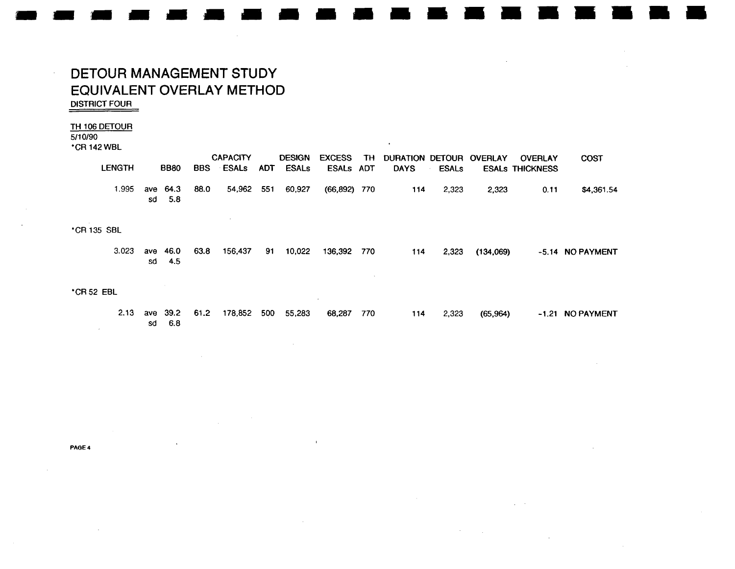# DETOUR MANAGEMENT STUDY

# EQUIVALENT OVERLAY METHOD

DISTRICT FOUR

TH 106 DETOUR

5/10/90

| | LENGTH | | BB80 | BBS | CAPACITY ESALs | ADT | DESIGN ESALs | EXCESS ESALs | TH ADT | DURATION DAYS | DETOUR ESALs | OVERLAY ESALs | OVERLAY THICKNESS | COST |
|---|---|---|---|---|---|---|---|---|---|---|---|---|---|---|
| *CR 142 WBL | | | | | | | | | | | | | | |
| | 1.995 | ave | 64.3 | 88.0 | 54,962 | 551 | 60,927 | (66,892) | 770 | 114 | 2,323 | 2,323 | 0.11 | $4,361.54 |
| | | sd | 5.8 | | | | | | | | | | | |
| *CR 135 SBL | | | | | | | | | | | | | | |
| | 3.023 | ave | 46.0 | 63.8 | 156,437 | 91 | 10,022 | 136,392 | 770 | 114 | 2,323 | (134,069) | -5.14 | NO PAYMENT |
| | | sd | 4.5 | | | | | | | | | | | |
| *CR 52 EBL | | | | | | | | | | | | | | |
| | 2.13 | ave | 39.2 | 61.2 | 178,852 | 500 | 55,283 | 68,287 | 770 | 114 | 2,323 | (65,964) | -1.21 | NO PAYMENT |
| | | sd | 6.8 | | | | | | | | | | | |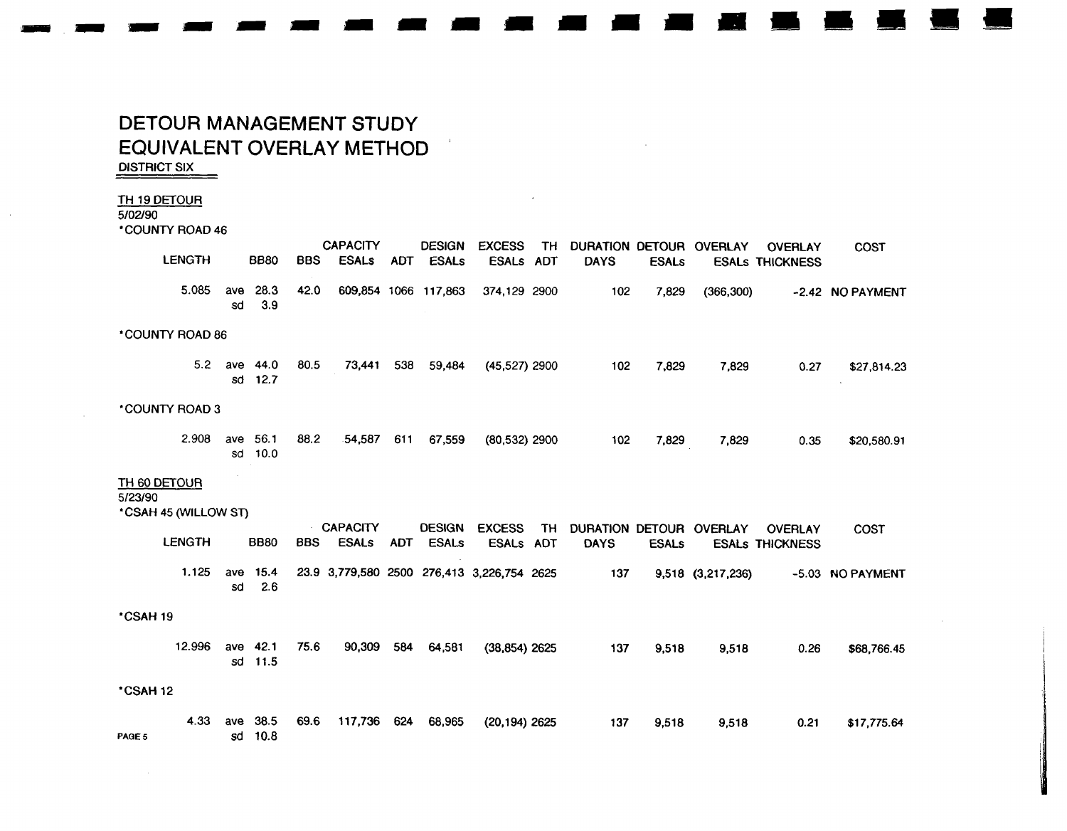# DETOUR MANAGEMENT STUDY
# EQUIVALENT OVERLAY METHOD

DISTRICT SIX

TH 19 DETOUR
5/02/90

*COUNTY ROAD 46

| LENGTH | | BB80 | BBS | CAPACITY ESALs | ADT | DESIGN ESALs | EXCESS ESALs | TH ADT | DURATION DAYS | DETOUR ESALs | OVERLAY ESALs | OVERLAY THICKNESS | COST |
|---|---|---|---|---|---|---|---|---|---|---|---|---|---|
| 5.085 | ave | 28.3 | 42.0 | 609,854 | 1066 | 117,863 | 374,129 | 2900 | 102 | 7,829 | (366,300) | -2.42 | NO PAYMENT |
| | sd | 3.9 | | | | | | | | | | | |

*COUNTY ROAD 86

| LENGTH | | BB80 | BBS | CAPACITY ESALs | ADT | DESIGN ESALs | EXCESS ESALs | TH ADT | DURATION DAYS | DETOUR ESALs | OVERLAY ESALs | OVERLAY THICKNESS | COST |
|---|---|---|---|---|---|---|---|---|---|---|---|---|---|
| 5.2 | ave | 44.0 | 80.5 | 73,441 | 538 | 59,484 | (45,527) | 2900 | 102 | 7,829 | 7,829 | 0.27 | $27,814.23 |
| | sd | 12.7 | | | | | | | | | | | |

*COUNTY ROAD 3

| LENGTH | | BB80 | BBS | CAPACITY ESALs | ADT | DESIGN ESALs | EXCESS ESALs | TH ADT | DURATION DAYS | DETOUR ESALs | OVERLAY ESALs | OVERLAY THICKNESS | COST |
|---|---|---|---|---|---|---|---|---|---|---|---|---|---|
| 2.908 | ave | 56.1 | 88.2 | 54,587 | 611 | 67,559 | (80,532) | 2900 | 102 | 7,829 | 7,829 | 0.35 | $20,580.91 |
| | sd | 10.0 | | | | | | | | | | | |

TH 60 DETOUR
5/23/90

*CSAH 45 (WILLOW ST)

| LENGTH | | BB80 | BBS | CAPACITY ESALs | ADT | DESIGN ESALs | EXCESS ESALs | TH ADT | DURATION DAYS | DETOUR ESALs | OVERLAY ESALs | OVERLAY THICKNESS | COST |
|---|---|---|---|---|---|---|---|---|---|---|---|---|---|
| 1.125 | ave | 15.4 | 23.9 | 3,779,580 | 2500 | 276,413 | 3,226,754 | 2625 | 137 | 9,518 | (3,217,236) | -5.03 | NO PAYMENT |
| | sd | 2.6 | | | | | | | | | | | |

*CSAH 19

| LENGTH | | BB80 | BBS | CAPACITY ESALs | ADT | DESIGN ESALs | EXCESS ESALs | TH ADT | DURATION DAYS | DETOUR ESALs | OVERLAY ESALs | OVERLAY THICKNESS | COST |
|---|---|---|---|---|---|---|---|---|---|---|---|---|---|
| 12.996 | ave | 42.1 | 75.6 | 90,309 | 584 | 64,581 | (38,854) | 2625 | 137 | 9,518 | 9,518 | 0.26 | $68,766.45 |
| | sd | 11.5 | | | | | | | | | | | |

*CSAH 12

| LENGTH | | BB80 | BBS | CAPACITY ESALs | ADT | DESIGN ESALs | EXCESS ESALs | TH ADT | DURATION DAYS | DETOUR ESALs | OVERLAY ESALs | OVERLAY THICKNESS | COST |
|---|---|---|---|---|---|---|---|---|---|---|---|---|---|
| 4.33 | ave | 38.5 | 69.6 | 117,736 | 624 | 68,965 | (20,194) | 2625 | 137 | 9,518 | 9,518 | 0.21 | $17,775.64 |
| | sd | 10.8 | | | | | | | | | | | |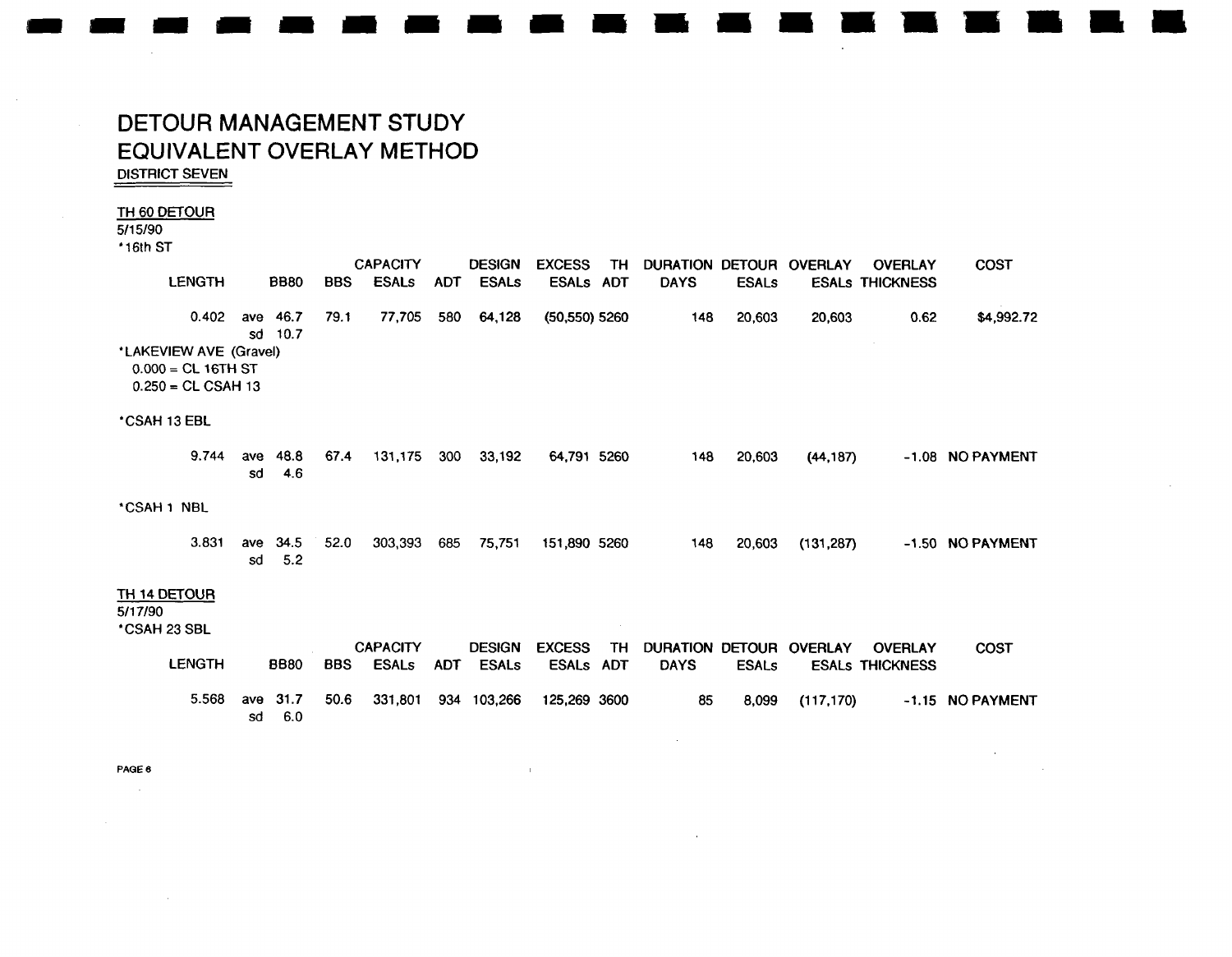# DETOUR MANAGEMENT STUDY
# EQUIVALENT OVERLAY METHOD

DISTRICT SEVEN

## TH 60 DETOUR

5/15/90

*16th ST

| LENGTH | | BB80 | BBS | CAPACITY ESALs | ADT | DESIGN ESALs | EXCESS ESALs | TH ADT | DURATION DAYS | DETOUR ESALs | OVERLAY ESALs | OVERLAY THICKNESS | COST |
|---|---|---|---|---|---|---|---|---|---|---|---|---|---|
| 0.402 | ave | 46.7 | 79.1 | 77,705 | 580 | 64,128 | (50,550) | 5260 | 148 | 20,603 | 20,603 | 0.62 | $4,992.72 |
| | sd | 10.7 | | | | | | | | | | | |

*LAKEVIEW AVE (Gravel)
0.000 = CL 16TH ST
0.250 = CL CSAH 13

*CSAH 13 EBL

| LENGTH | | BB80 | BBS | CAPACITY ESALs | ADT | DESIGN ESALs | EXCESS ESALs | TH ADT | DURATION DAYS | DETOUR ESALs | OVERLAY ESALs | OVERLAY THICKNESS | COST |
|---|---|---|---|---|---|---|---|---|---|---|---|---|---|
| 9.744 | ave | 48.8 | 67.4 | 131,175 | 300 | 33,192 | 64,791 | 5260 | 148 | 20,603 | (44,187) | -1.08 | NO PAYMENT |
| | sd | 4.6 | | | | | | | | | | | |

*CSAH 1 NBL

| LENGTH | | BB80 | BBS | CAPACITY ESALs | ADT | DESIGN ESALs | EXCESS ESALs | TH ADT | DURATION DAYS | DETOUR ESALs | OVERLAY ESALs | OVERLAY THICKNESS | COST |
|---|---|---|---|---|---|---|---|---|---|---|---|---|---|
| 3.831 | ave | 34.5 | 52.0 | 303,393 | 685 | 75,751 | 151,890 | 5260 | 148 | 20,603 | (131,287) | -1.50 | NO PAYMENT |
| | sd | 5.2 | | | | | | | | | | | |

## TH 14 DETOUR

5/17/90

*CSAH 23 SBL

| LENGTH | | BB80 | BBS | CAPACITY ESALs | ADT | DESIGN ESALs | EXCESS ESALs | TH ADT | DURATION DAYS | DETOUR ESALs | OVERLAY ESALs | OVERLAY THICKNESS | COST |
|---|---|---|---|---|---|---|---|---|---|---|---|---|---|
| 5.568 | ave | 31.7 | 50.6 | 331,801 | 934 | 103,266 | 125,269 | 3600 | 85 | 8,099 | (117,170) | -1.15 | NO PAYMENT |
| | sd | 6.0 | | | | | | | | | | | |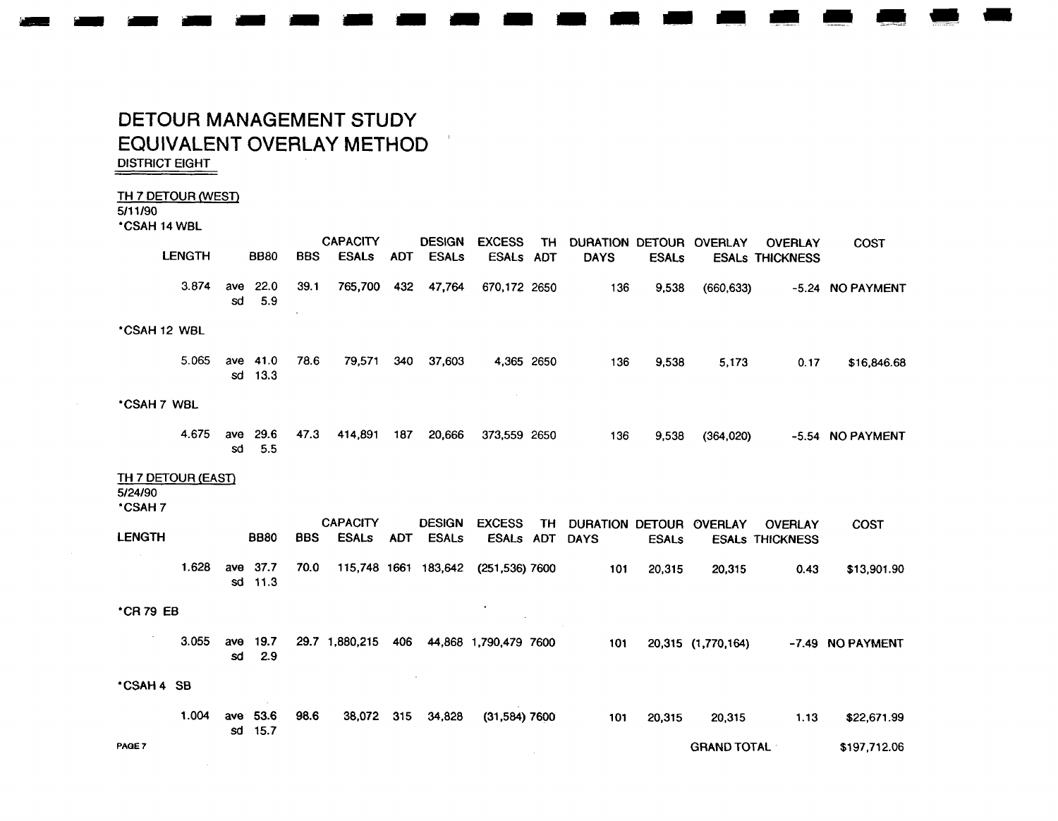# DETOUR MANAGEMENT STUDY
# EQUIVALENT OVERLAY METHOD

DISTRICT EIGHT

## TH 7 DETOUR (WEST)

5/11/90

| LENGTH | | BB80 | BBS | CAPACITY ESALs | ADT | DESIGN ESALs | EXCESS ESALs | TH ADT | DURATION DAYS | DETOUR ESALs | OVERLAY ESALs | OVERLAY THICKNESS | COST |
|---|---|---|---|---|---|---|---|---|---|---|---|---|---|
| *CSAH 14 WBL | | | | | | | | | | | | | |
| 3.874 | ave | 22.0 | 39.1 | 765,700 | 432 | 47,764 | 670,172 | 2650 | 136 | 9,538 | (660,633) | -5.24 | NO PAYMENT |
| | sd | 5.9 | | | | | | | | | | | |
| *CSAH 12 WBL | | | | | | | | | | | | | |
| 5.065 | ave | 41.0 | 78.6 | 79,571 | 340 | 37,603 | 4,365 | 2650 | 136 | 9,538 | 5,173 | 0.17 | $16,846.68 |
| | sd | 13.3 | | | | | | | | | | | |
| *CSAH 7 WBL | | | | | | | | | | | | | |
| 4.675 | ave | 29.6 | 47.3 | 414,891 | 187 | 20,666 | 373,559 | 2650 | 136 | 9,538 | (364,020) | -5.54 | NO PAYMENT |
| | sd | 5.5 | | | | | | | | | | | |

## TH 7 DETOUR (EAST)

5/24/90

| LENGTH | | BB80 | BBS | CAPACITY ESALs | ADT | DESIGN ESALs | EXCESS ESALs | TH ADT | DURATION DAYS | DETOUR ESALs | OVERLAY ESALs | OVERLAY THICKNESS | COST |
|---|---|---|---|---|---|---|---|---|---|---|---|---|---|
| *CSAH 7 | | | | | | | | | | | | | |
| 1.628 | ave | 37.7 | 70.0 | 115,748 | 1661 | 183,642 | (251,536) | 7600 | 101 | 20,315 | 20,315 | 0.43 | $13,901.90 |
| | sd | 11.3 | | | | | | | | | | | |
| *CR 79 EB | | | | | | | | | | | | | |
| 3.055 | ave | 19.7 | 29.7 | 1,880,215 | 406 | 44,868 | 1,790,479 | 7600 | 101 | 20,315 | (1,770,164) | -7.49 | NO PAYMENT |
| | sd | 2.9 | | | | | | | | | | | |
| *CSAH 4 SB | | | | | | | | | | | | | |
| 1.004 | ave | 53.6 | 98.6 | 38,072 | 315 | 34,828 | (31,584) | 7600 | 101 | 20,315 | 20,315 | 1.13 | $22,671.99 |
| | sd | 15.7 | | | | | | | | | | | |

GRAND TOTAL $197,712.06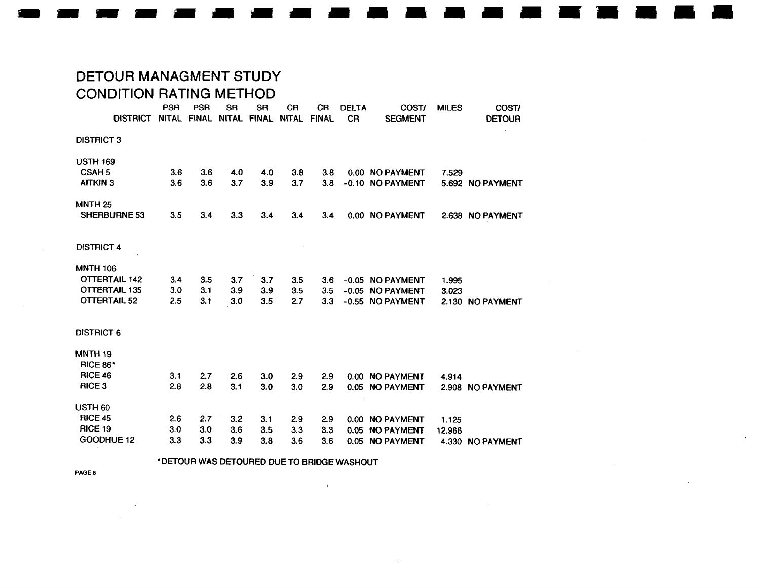# DETOUR MANAGMENT STUDY
## CONDITION RATING METHOD

| DISTRICT | PSR NITAL | PSR FINAL | SR NITAL | SR FINAL | CR NITAL | CR FINAL | DELTA CR | COST/ SEGMENT | MILES | COST/ DETOUR |
|---|---|---|---|---|---|---|---|---|---|---|
| DISTRICT 3 | | | | | | | | | | |
| USTH 169 | | | | | | | | | | |
| CSAH 5 | 3.6 | 3.6 | 4.0 | 4.0 | 3.8 | 3.8 | 0.00 | NO PAYMENT | 7.529 | |
| AITKIN 3 | 3.6 | 3.6 | 3.7 | 3.9 | 3.7 | 3.8 | -0.10 | NO PAYMENT | 5.692 | NO PAYMENT |
| MNTH 25 | | | | | | | | | | |
| SHERBURNE 53 | 3.5 | 3.4 | 3.3 | 3.4 | 3.4 | 3.4 | 0.00 | NO PAYMENT | 2.638 | NO PAYMENT |
| DISTRICT 4 | | | | | | | | | | |
| MNTH 106 | | | | | | | | | | |
| OTTERTAIL 142 | 3.4 | 3.5 | 3.7 | 3.7 | 3.5 | 3.6 | -0.05 | NO PAYMENT | 1.995 | |
| OTTERTAIL 135 | 3.0 | 3.1 | 3.9 | 3.9 | 3.5 | 3.5 | -0.05 | NO PAYMENT | 3.023 | |
| OTTERTAIL 52 | 2.5 | 3.1 | 3.0 | 3.5 | 2.7 | 3.3 | -0.55 | NO PAYMENT | 2.130 | NO PAYMENT |
| DISTRICT 6 | | | | | | | | | | |
| MNTH 19 | | | | | | | | | | |
| RICE 86* | | | | | | | | | | |
| RICE 46 | 3.1 | 2.7 | 2.6 | 3.0 | 2.9 | 2.9 | 0.00 | NO PAYMENT | 4.914 | |
| RICE 3 | 2.8 | 2.8 | 3.1 | 3.0 | 3.0 | 2.9 | 0.05 | NO PAYMENT | 2.908 | NO PAYMENT |
| USTH 60 | | | | | | | | | | |
| RICE 45 | 2.6 | 2.7 | 3.2 | 3.1 | 2.9 | 2.9 | 0.00 | NO PAYMENT | 1.125 | |
| RICE 19 | 3.0 | 3.0 | 3.6 | 3.5 | 3.3 | 3.3 | 0.05 | NO PAYMENT | 12.966 | |
| GOODHUE 12 | 3.3 | 3.3 | 3.9 | 3.8 | 3.6 | 3.6 | 0.05 | NO PAYMENT | 4.330 | NO PAYMENT |

*DETOUR WAS DETOURED DUE TO BRIDGE WASHOUT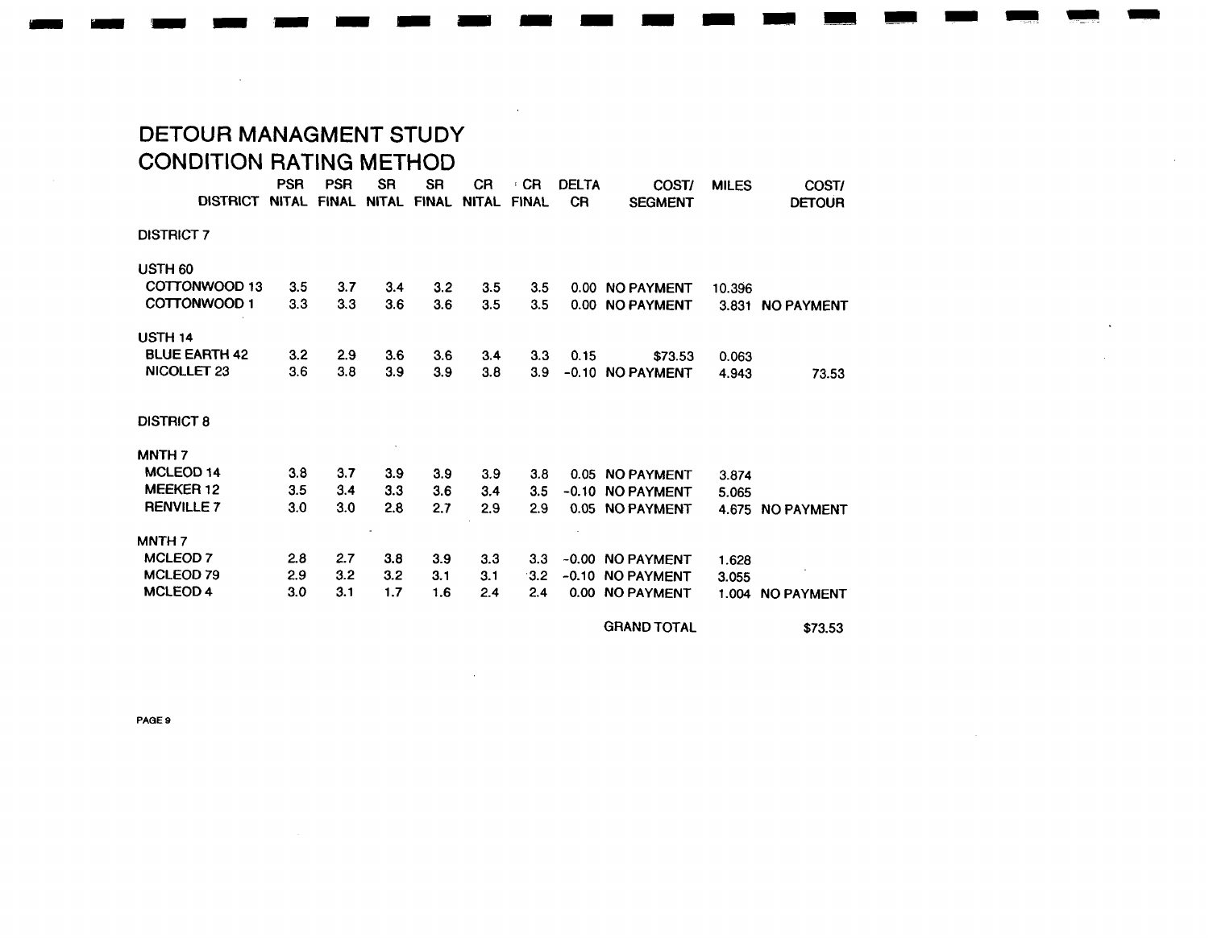# DETOUR MANAGMENT STUDY
## CONDITION RATING METHOD

| DISTRICT | PSR NITAL | PSR FINAL | SR NITAL | SR FINAL | CR NITAL | CR FINAL | DELTA CR | COST/ SEGMENT | MILES | COST/ DETOUR |
|---|---|---|---|---|---|---|---|---|---|---|
| **DISTRICT 7** | | | | | | | | | | |
| USTH 60 | | | | | | | | | | |
| COTTONWOOD 13 | 3.5 | 3.7 | 3.4 | 3.2 | 3.5 | 3.5 | 0.00 | NO PAYMENT | 10.396 | |
| COTTONWOOD 1 | 3.3 | 3.3 | 3.6 | 3.6 | 3.5 | 3.5 | 0.00 | NO PAYMENT | 3.831 | NO PAYMENT |
| USTH 14 | | | | | | | | | | |
| BLUE EARTH 42 | 3.2 | 2.9 | 3.6 | 3.6 | 3.4 | 3.3 | 0.15 | $73.53 | 0.063 | |
| NICOLLET 23 | 3.6 | 3.8 | 3.9 | 3.9 | 3.8 | 3.9 | -0.10 | NO PAYMENT | 4.943 | 73.53 |
| **DISTRICT 8** | | | | | | | | | | |
| MNTH 7 | | | | | | | | | | |
| MCLEOD 14 | 3.8 | 3.7 | 3.9 | 3.9 | 3.9 | 3.8 | 0.05 | NO PAYMENT | 3.874 | |
| MEEKER 12 | 3.5 | 3.4 | 3.3 | 3.6 | 3.4 | 3.5 | -0.10 | NO PAYMENT | 5.065 | |
| RENVILLE 7 | 3.0 | 3.0 | 2.8 | 2.7 | 2.9 | 2.9 | 0.05 | NO PAYMENT | 4.675 | NO PAYMENT |
| MNTH 7 | | | | | | | | | | |
| MCLEOD 7 | 2.8 | 2.7 | 3.8 | 3.9 | 3.3 | 3.3 | -0.00 | NO PAYMENT | 1.628 | |
| MCLEOD 79 | 2.9 | 3.2 | 3.2 | 3.1 | 3.1 | 3.2 | -0.10 | NO PAYMENT | 3.055 | |
| MCLEOD 4 | 3.0 | 3.1 | 1.7 | 1.6 | 2.4 | 2.4 | 0.00 | NO PAYMENT | 1.004 | NO PAYMENT |
| | | | | | | | | GRAND TOTAL | | $73.53 |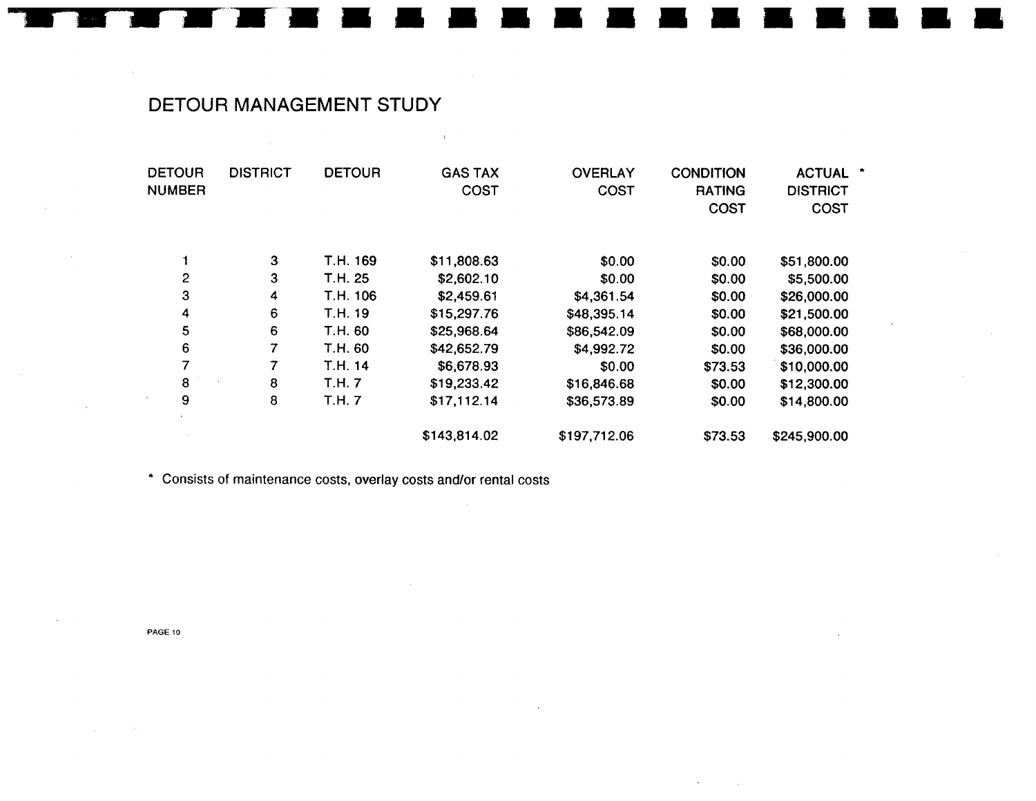## DETOUR MANAGEMENT STUDY

| DETOUR NUMBER | DISTRICT | DETOUR | GAS TAX COST | OVERLAY COST | CONDITION RATING COST | ACTUAL * DISTRICT COST |
|---|---|---|---|---|---|---|
| 1 | 3 | T.H. 169 | $11,808.63 | $0.00 | $0.00 | $51,800.00 |
| 2 | 3 | T.H. 25 | $2,602.10 | $0.00 | $0.00 | $5,500.00 |
| 3 | 4 | T.H. 106 | $2,459.61 | $4,361.54 | $0.00 | $26,000.00 |
| 4 | 6 | T.H. 19 | $15,297.76 | $48,395.14 | $0.00 | $21,500.00 |
| 5 | 6 | T.H. 60 | $25,968.64 | $86,542.09 | $0.00 | $68,000.00 |
| 6 | 7 | T.H. 60 | $42,652.79 | $4,992.72 | $0.00 | $36,000.00 |
| 7 | 7 | T.H. 14 | $6,678.93 | $0.00 | $73.53 | $10,000.00 |
| 8 | 8 | T.H. 7 | $19,233.42 | $16,846.68 | $0.00 | $12,300.00 |
| 9 | 8 | T.H. 7 | $17,112.14 | $36,573.89 | $0.00 | $14,800.00 |
| | | | $143,814.02 | $197,712.06 | $73.53 | $245,900.00 |

* Consists of maintenance costs, overlay costs and/or rental costs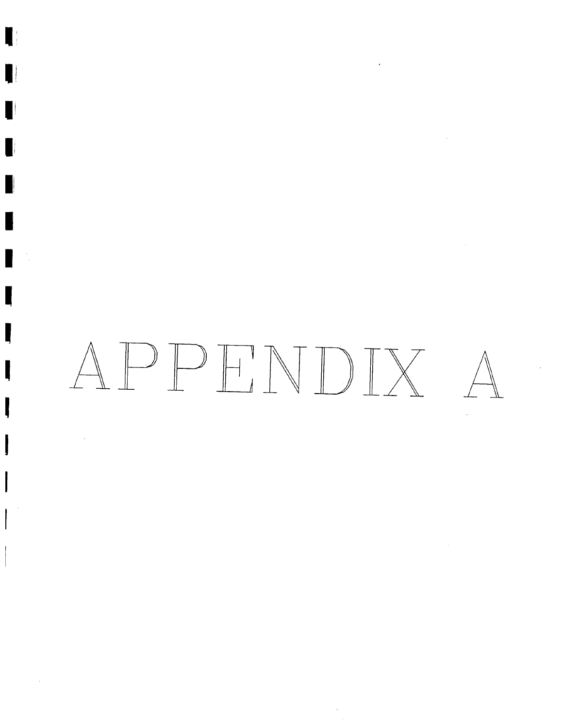# APPENDIX A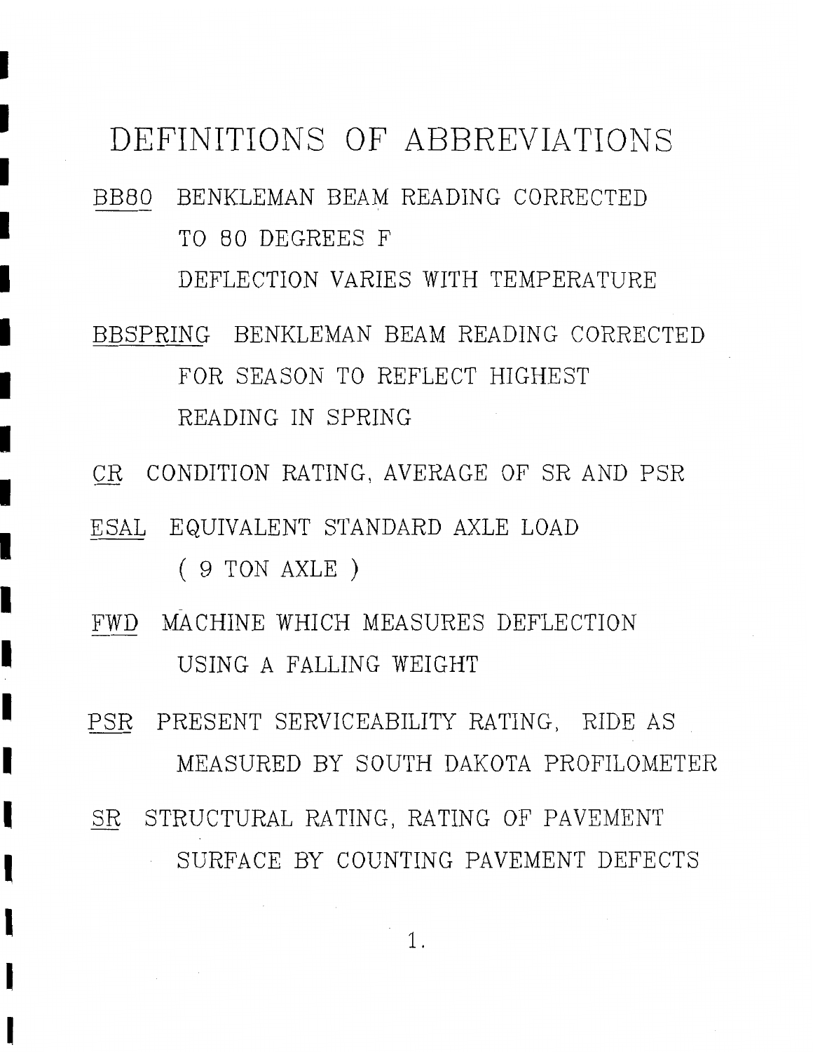# DEFINITIONS OF ABBREVIATIONS

BB80 BENKLEMAN BEAM READING CORRECTED TO 80 DEGREES F
DEFLECTION VARIES WITH TEMPERATURE

BBSPRING BENKLEMAN BEAM READING CORRECTED FOR SEASON TO REFLECT HIGHEST READING IN SPRING

CR CONDITION RATING, AVERAGE OF SR AND PSR

ESAL EQUIVALENT STANDARD AXLE LOAD ( 9 TON AXLE )

FWD MACHINE WHICH MEASURES DEFLECTION USING A FALLING WEIGHT

PSR PRESENT SERVICEABILITY RATING, RIDE AS MEASURED BY SOUTH DAKOTA PROFILOMETER

SR STRUCTURAL RATING, RATING OF PAVEMENT SURFACE BY COUNTING PAVEMENT DEFECTS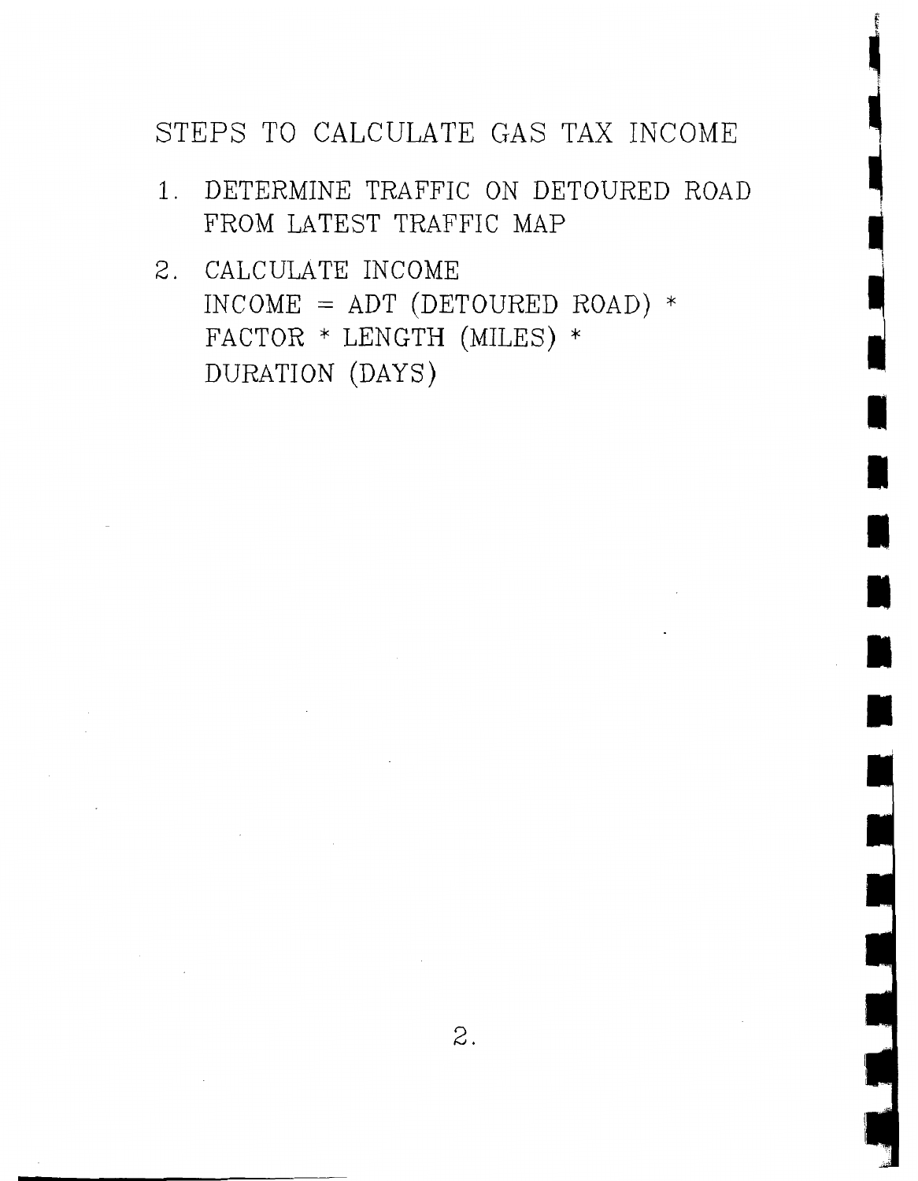## STEPS TO CALCULATE GAS TAX INCOME

1. DETERMINE TRAFFIC ON DETOURED ROAD FROM LATEST TRAFFIC MAP
2. CALCULATE INCOME
   INCOME = ADT (DETOURED ROAD) * FACTOR * LENGTH (MILES) * DURATION (DAYS)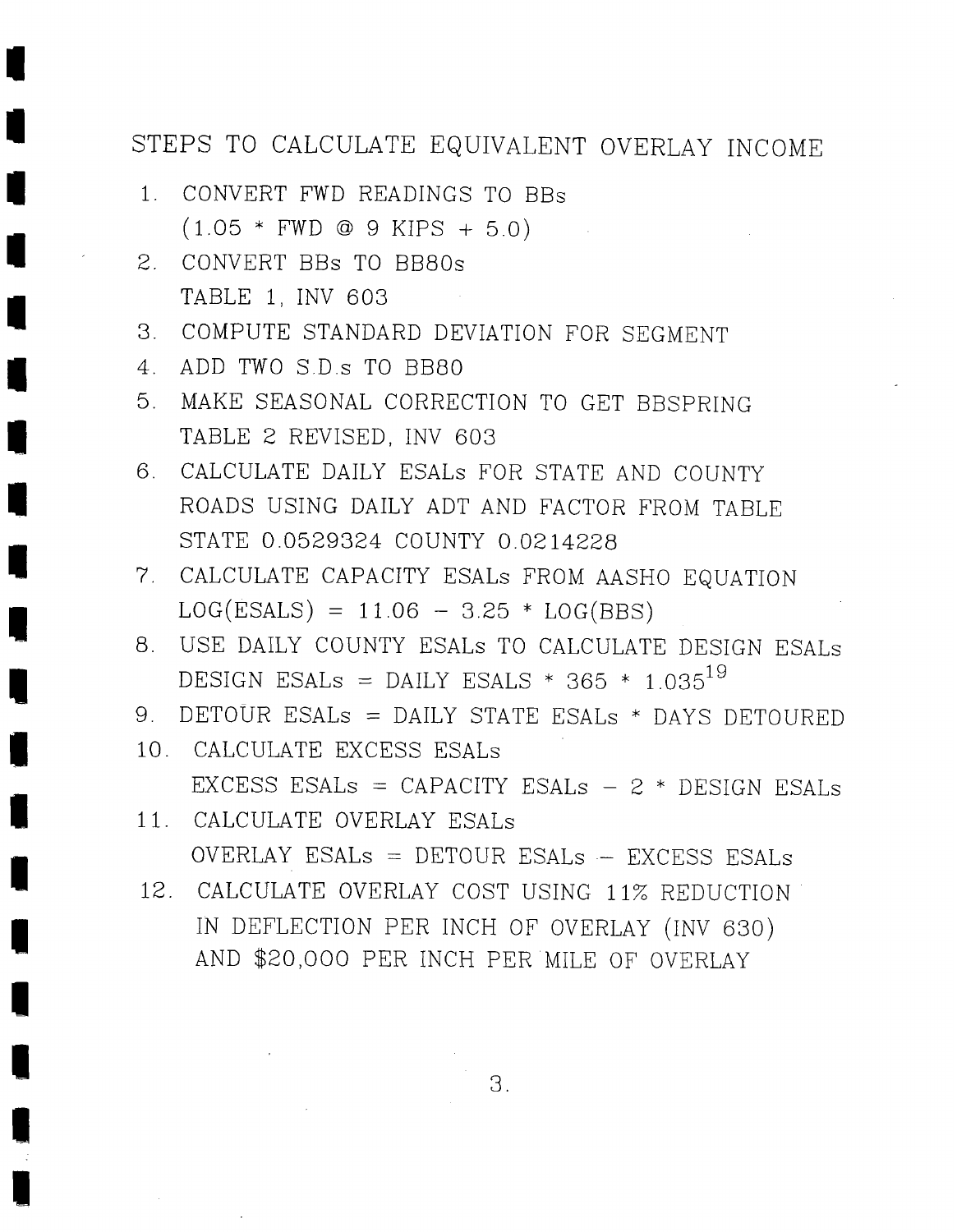# STEPS TO CALCULATE EQUIVALENT OVERLAY INCOME

1. CONVERT FWD READINGS TO BBs
   (1.05 * FWD @ 9 KIPS + 5.0)
2. CONVERT BBs TO BB80s
   TABLE 1, INV 603
3. COMPUTE STANDARD DEVIATION FOR SEGMENT
4. ADD TWO S.D.s TO BB80
5. MAKE SEASONAL CORRECTION TO GET BBSPRING
   TABLE 2 REVISED, INV 603
6. CALCULATE DAILY ESALs FOR STATE AND COUNTY ROADS USING DAILY ADT AND FACTOR FROM TABLE
   STATE 0.0529324 COUNTY 0.0214228
7. CALCULATE CAPACITY ESALs FROM AASHO EQUATION
   $LOG(ESALS) = 11.06 - 3.25 * LOG(BBS)$
8. USE DAILY COUNTY ESALs TO CALCULATE DESIGN ESALs
   $\text{DESIGN ESALs} = \text{DAILY ESALS} * 365 * 1.035^{19}$
9. DETOUR ESALs = DAILY STATE ESALs * DAYS DETOURED
10. CALCULATE EXCESS ESALs
    EXCESS ESALs = CAPACITY ESALs − 2 * DESIGN ESALs
11. CALCULATE OVERLAY ESALs
    OVERLAY ESALs = DETOUR ESALs − EXCESS ESALs
12. CALCULATE OVERLAY COST USING 11% REDUCTION IN DEFLECTION PER INCH OF OVERLAY (INV 630) AND $20,000 PER INCH PER MILE OF OVERLAY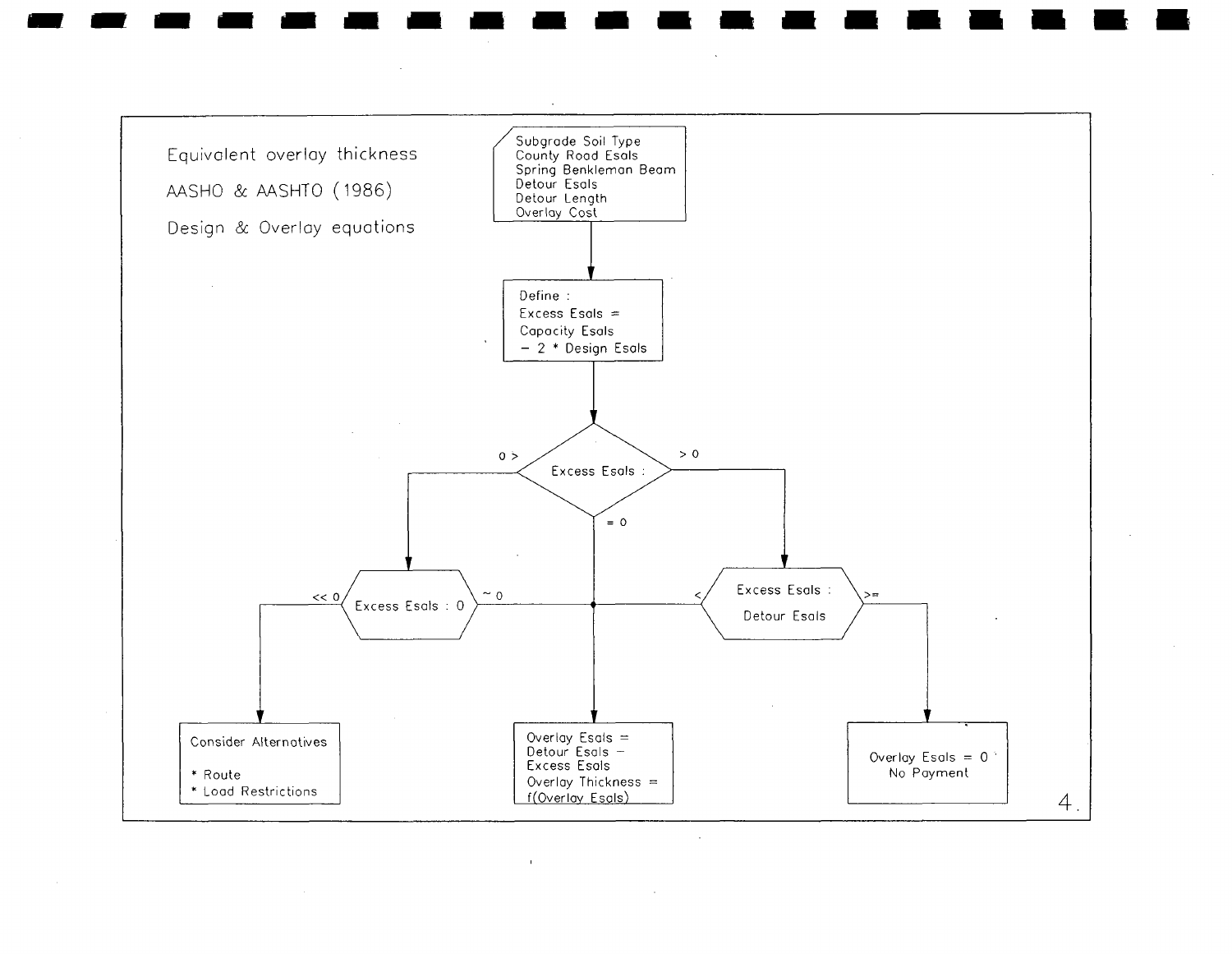Equivalent overlay thickness

AASHO & AASHTO (1986)

Design & Overlay equations

Subgrade Soil Type
County Road Esals
Spring Benkleman Beam
Detour Esals
Detour Length
Overlay Cost

Define :
Excess Esals =
Capacity Esals
− 2 * Design Esals

Excess Esals :

0 >

> 0

= 0

Excess Esals : 0

<< 0

~ 0

Excess Esals :
Detour Esals

<

>=

Consider Alternatives

* Route
* Load Restrictions

Overlay Esals =
Detour Esals −
Excess Esals
Overlay Thickness =
f(Overlay Esals)

Overlay Esals = 0
No Payment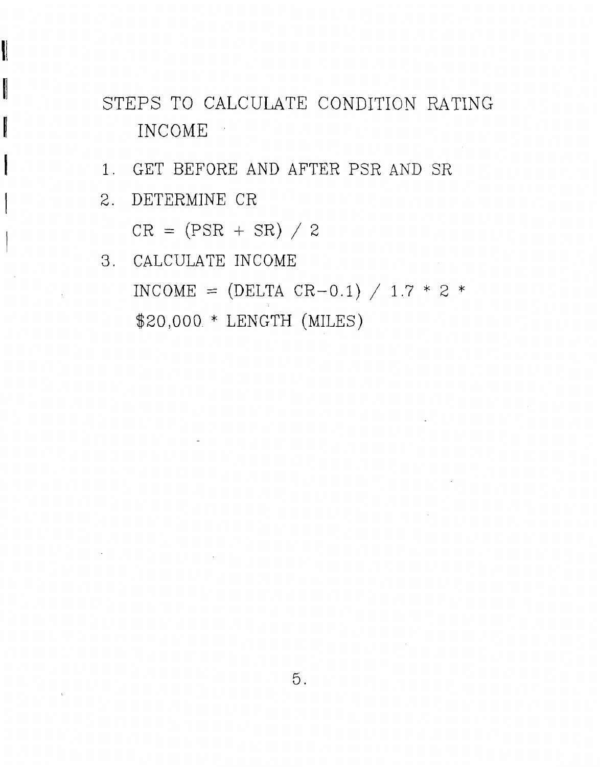# STEPS TO CALCULATE CONDITION RATING INCOME

1. GET BEFORE AND AFTER PSR AND SR
2. DETERMINE CR

   $CR = (PSR + SR) / 2$

3. CALCULATE INCOME

   $INCOME = (DELTA\ CR - 0.1) / 1.7 * 2 * \$20{,}000 * LENGTH\ (MILES)$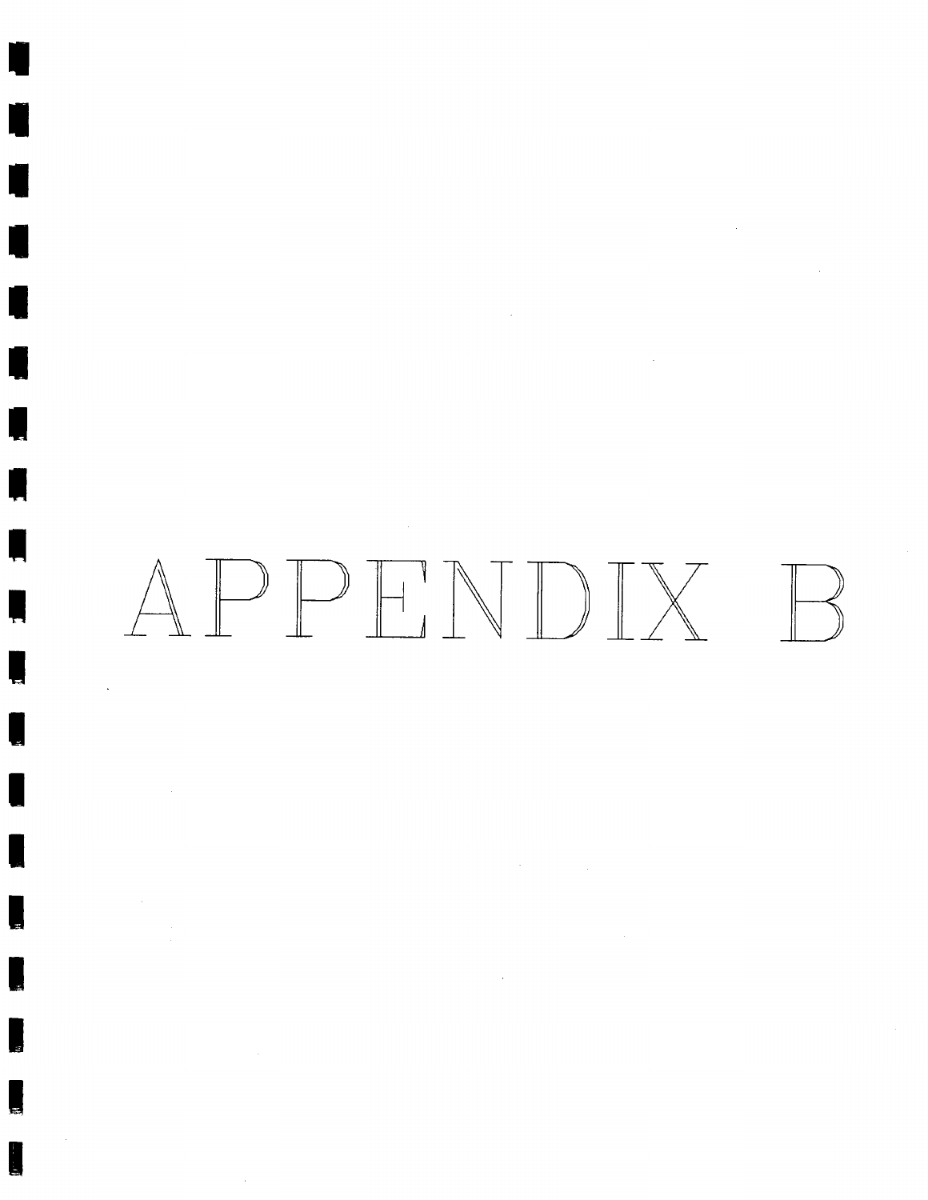# APPENDIX B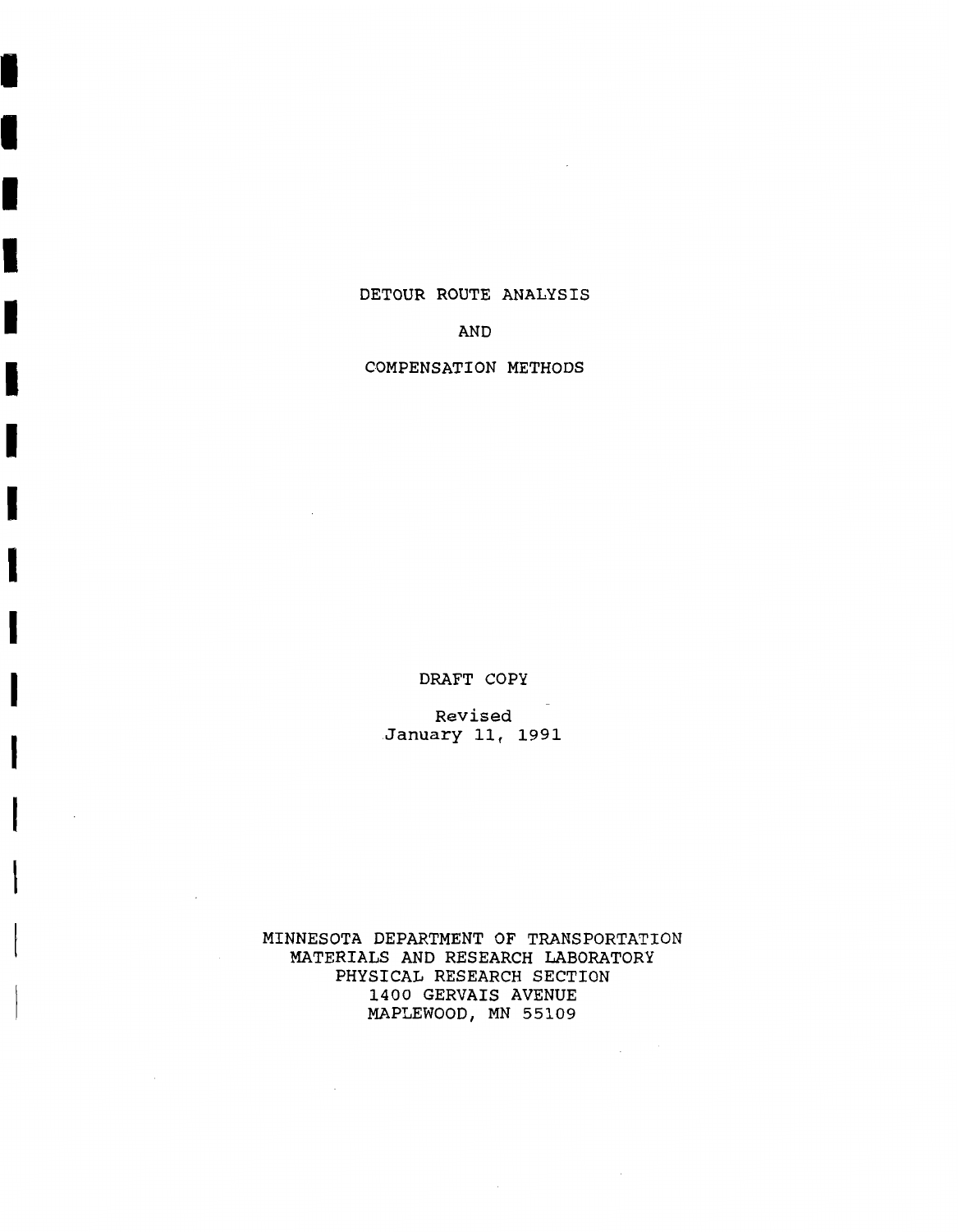# DETOUR ROUTE ANALYSIS

# AND

# COMPENSATION METHODS

DRAFT COPY

Revised
January 11, 1991

MINNESOTA DEPARTMENT OF TRANSPORTATION
MATERIALS AND RESEARCH LABORATORY
PHYSICAL RESEARCH SECTION
1400 GERVAIS AVENUE
MAPLEWOOD, MN 55109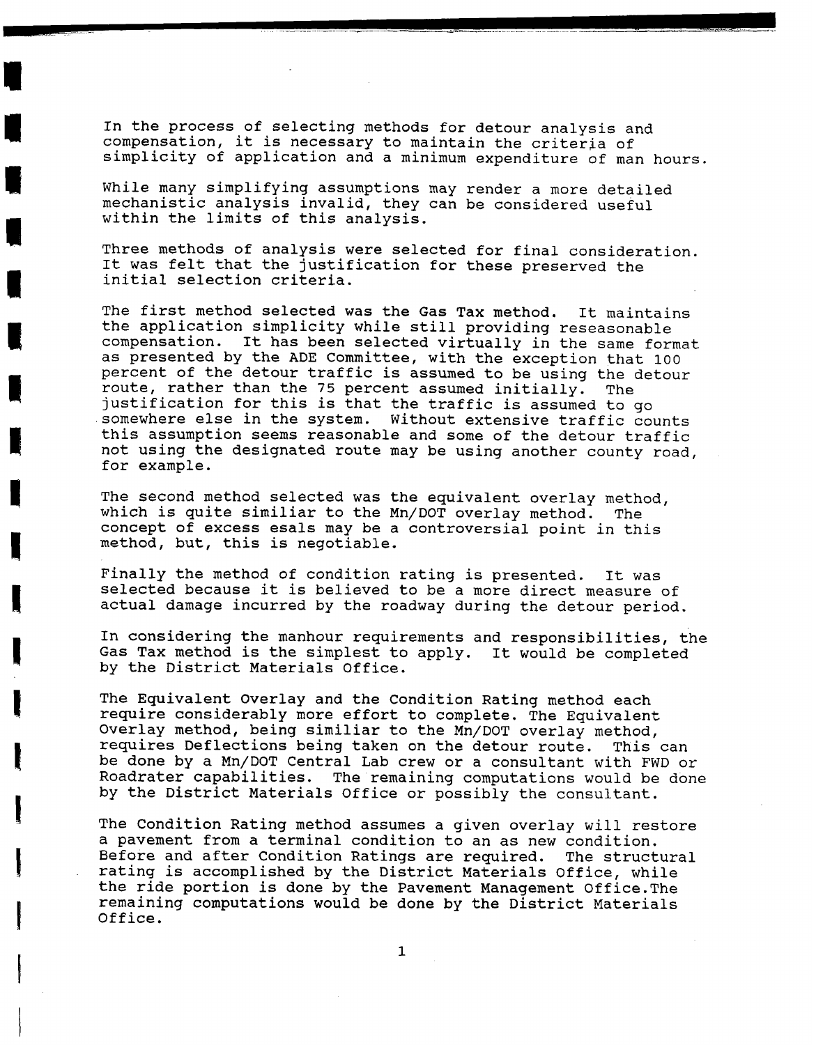In the process of selecting methods for detour analysis and compensation, it is necessary to maintain the criteria of simplicity of application and a minimum expenditure of man hours.

While many simplifying assumptions may render a more detailed mechanistic analysis invalid, they can be considered useful within the limits of this analysis.

Three methods of analysis were selected for final consideration. It was felt that the justification for these preserved the initial selection criteria.

The first method selected was the Gas Tax method. It maintains the application simplicity while still providing reseasonable compensation. It has been selected virtually in the same format as presented by the ADE Committee, with the exception that 100 percent of the detour traffic is assumed to be using the detour route, rather than the 75 percent assumed initially. The justification for this is that the traffic is assumed to go somewhere else in the system. Without extensive traffic counts this assumption seems reasonable and some of the detour traffic not using the designated route may be using another county road, for example.

The second method selected was the equivalent overlay method, which is quite similiar to the Mn/DOT overlay method. The concept of excess esals may be a controversial point in this method, but, this is negotiable.

Finally the method of condition rating is presented. It was selected because it is believed to be a more direct measure of actual damage incurred by the roadway during the detour period.

In considering the manhour requirements and responsibilities, the Gas Tax method is the simplest to apply. It would be completed by the District Materials Office.

The Equivalent Overlay and the Condition Rating method each require considerably more effort to complete. The Equivalent Overlay method, being similiar to the Mn/DOT overlay method, requires Deflections being taken on the detour route. This can be done by a Mn/DOT Central Lab crew or a consultant with FWD or Roadrater capabilities. The remaining computations would be done by the District Materials Office or possibly the consultant.

The Condition Rating method assumes a given overlay will restore a pavement from a terminal condition to an as new condition. Before and after Condition Ratings are required. The structural rating is accomplished by the District Materials Office, while the ride portion is done by the Pavement Management Office.The remaining computations would be done by the District Materials Office.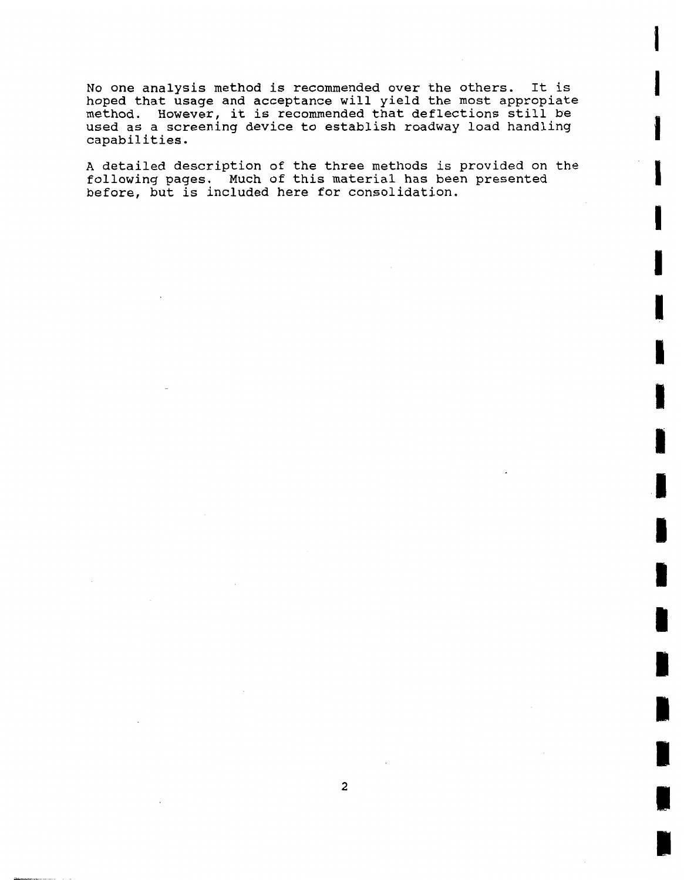No one analysis method is recommended over the others. It is hoped that usage and acceptance will yield the most appropiate method. However, it is recommended that deflections still be used as a screening device to establish roadway load handling capabilities.

A detailed description of the three methods is provided on the following pages. Much of this material has been presented before, but is included here for consolidation.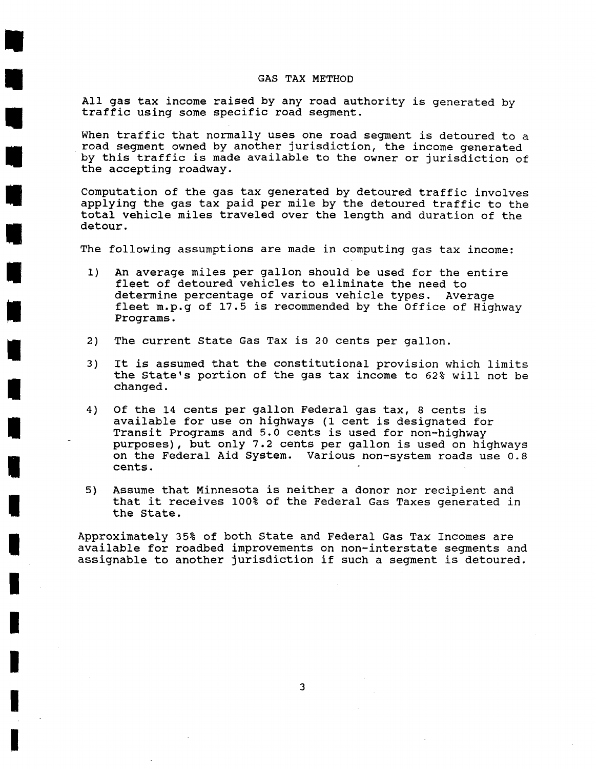# GAS TAX METHOD

All gas tax income raised by any road authority is generated by traffic using some specific road segment.

When traffic that normally uses one road segment is detoured to a road segment owned by another jurisdiction, the income generated by this traffic is made available to the owner or jurisdiction of the accepting roadway.

Computation of the gas tax generated by detoured traffic involves applying the gas tax paid per mile by the detoured traffic to the total vehicle miles traveled over the length and duration of the detour.

The following assumptions are made in computing gas tax income:

1) An average miles per gallon should be used for the entire fleet of detoured vehicles to eliminate the need to determine percentage of various vehicle types. Average fleet m.p.g of 17.5 is recommended by the Office of Highway Programs.

2) The current State Gas Tax is 20 cents per gallon.

3) It is assumed that the constitutional provision which limits the State's portion of the gas tax income to 62% will not be changed.

4) Of the 14 cents per gallon Federal gas tax, 8 cents is available for use on highways (1 cent is designated for Transit Programs and 5.0 cents is used for non-highway purposes), but only 7.2 cents per gallon is used on highways on the Federal Aid System. Various non-system roads use 0.8 cents.

5) Assume that Minnesota is neither a donor nor recipient and that it receives 100% of the Federal Gas Taxes generated in the State.

Approximately 35% of both State and Federal Gas Tax Incomes are available for roadbed improvements on non-interstate segments and assignable to another jurisdiction if such a segment is detoured.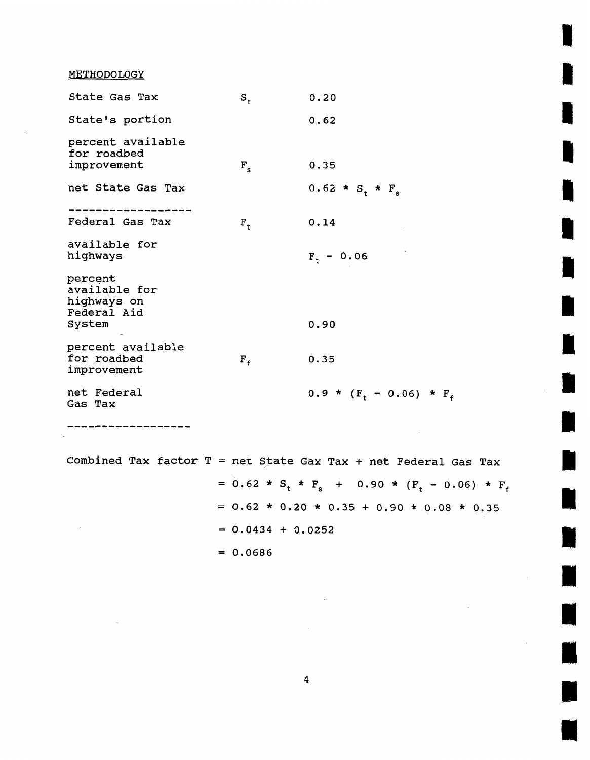METHODOLOGY

| | | |
|---|---|---|
| State Gas Tax | $S_t$ | 0.20 |
| State's portion | | 0.62 |
| percent available for roadbed improvement | $F_s$ | 0.35 |
| net State Gas Tax | | $0.62 * S_t * F_s$ |

------------------

| | | |
|---|---|---|
| Federal Gas Tax | $F_t$ | 0.14 |
| available for highways | | $F_t - 0.06$ |
| percent available for highways on Federal Aid System | | 0.90 |
| percent available for roadbed improvement | $F_f$ | 0.35 |
| net Federal Gas Tax | | $0.9 * (F_t - 0.06) * F_f$ |

------------------

Combined Tax factor T = net State Gax Tax + net Federal Gas Tax

$$= 0.62 * S_t * F_s + 0.90 * (F_t - 0.06) * F_f$$

$$= 0.62 * 0.20 * 0.35 + 0.90 * 0.08 * 0.35$$

$$= 0.0434 + 0.0252$$

$$= 0.0686$$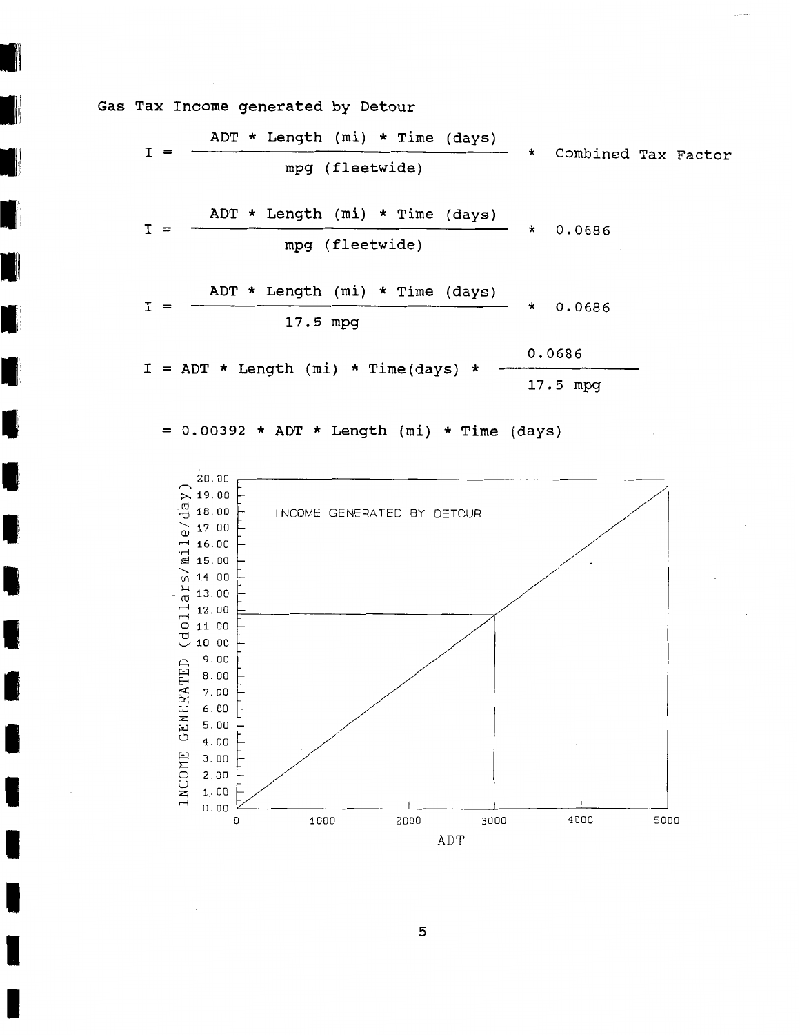Gas Tax Income generated by Detour

$$I = \frac{\text{ADT} * \text{Length (mi)} * \text{Time (days)}}{\text{mpg (fleetwide)}} * \text{Combined Tax Factor}$$

$$I = \frac{\text{ADT} * \text{Length (mi)} * \text{Time (days)}}{\text{mpg (fleetwide)}} * 0.0686$$

$$I = \frac{\text{ADT} * \text{Length (mi)} * \text{Time (days)}}{17.5 \text{ mpg}} * 0.0686$$

$$I = \text{ADT} * \text{Length (mi)} * \text{Time(days)} * \frac{0.0686}{17.5 \text{ mpg}}$$

$$= 0.00392 * \text{ADT} * \text{Length (mi)} * \text{Time (days)}$$

INCOME GENERATED BY DETOUR

INCOME GENERATED (dollars/mile/day)

ADT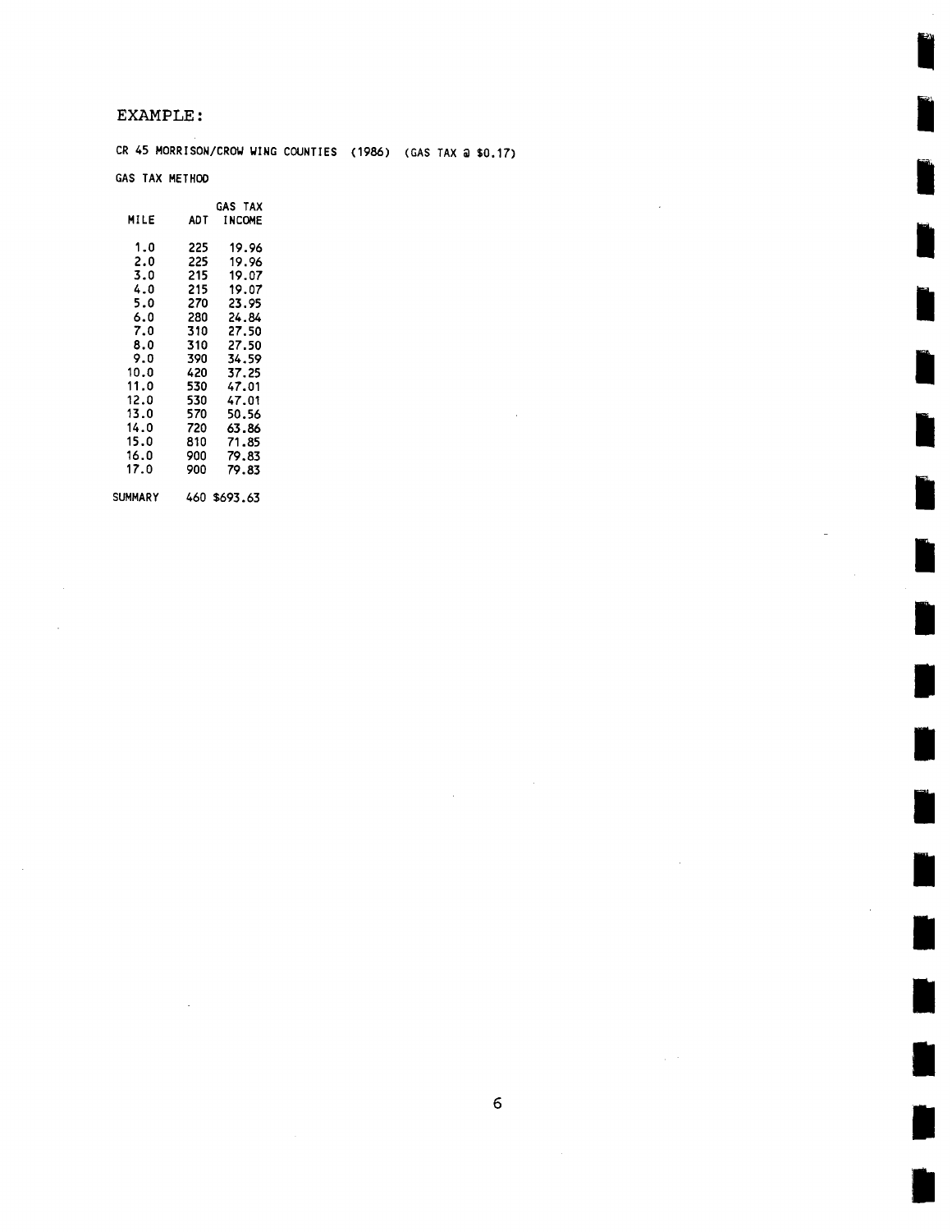EXAMPLE:

CR 45 MORRISON/CROW WING COUNTIES (1986) (GAS TAX @ $0.17)

GAS TAX METHOD

| MILE | ADT | GAS TAX INCOME |
|---|---|---|
| 1.0 | 225 | 19.96 |
| 2.0 | 225 | 19.96 |
| 3.0 | 215 | 19.07 |
| 4.0 | 215 | 19.07 |
| 5.0 | 270 | 23.95 |
| 6.0 | 280 | 24.84 |
| 7.0 | 310 | 27.50 |
| 8.0 | 310 | 27.50 |
| 9.0 | 390 | 34.59 |
| 10.0 | 420 | 37.25 |
| 11.0 | 530 | 47.01 |
| 12.0 | 530 | 47.01 |
| 13.0 | 570 | 50.56 |
| 14.0 | 720 | 63.86 |
| 15.0 | 810 | 71.85 |
| 16.0 | 900 | 79.83 |
| 17.0 | 900 | 79.83 |
| SUMMARY | 460 | $693.63 |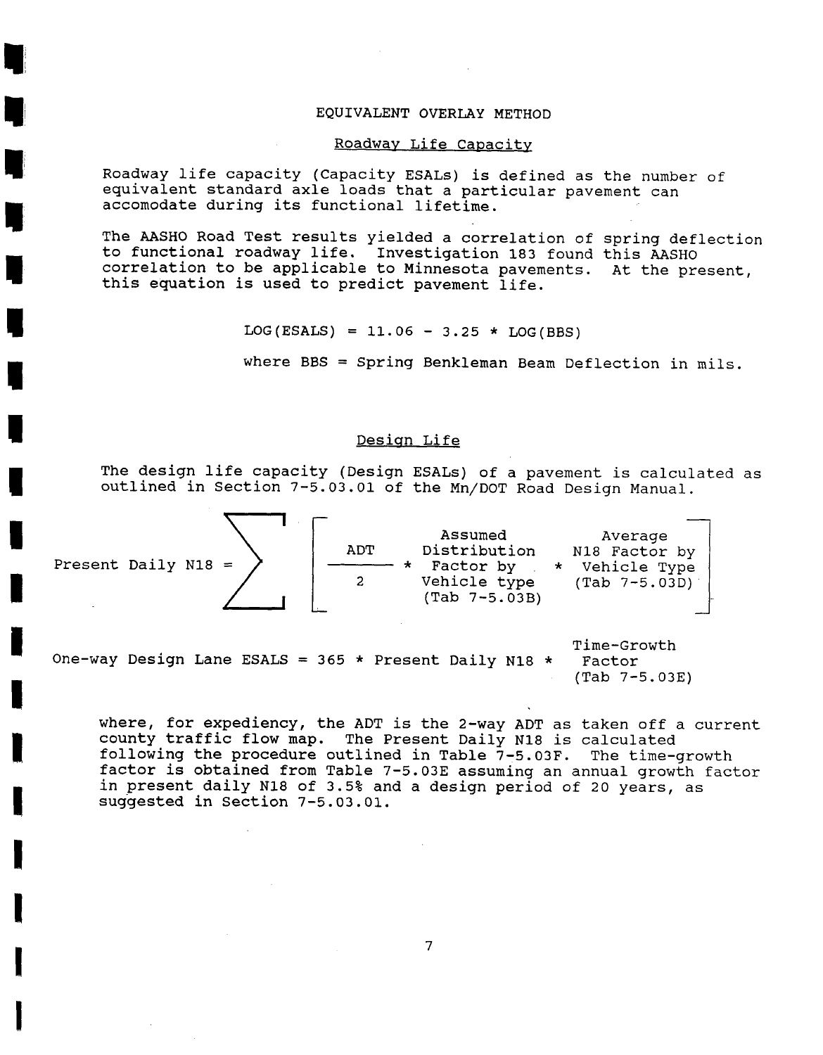# EQUIVALENT OVERLAY METHOD

## Roadway Life Capacity

Roadway life capacity (Capacity ESALs) is defined as the number of equivalent standard axle loads that a particular pavement can accomodate during its functional lifetime.

The AASHO Road Test results yielded a correlation of spring deflection to functional roadway life. Investigation 183 found this AASHO correlation to be applicable to Minnesota pavements. At the present, this equation is used to predict pavement life.

$$\text{LOG(ESALS)} = 11.06 - 3.25 * \text{LOG(BBS)}$$

where BBS = Spring Benkleman Beam Deflection in mils.

## Design Life

The design life capacity (Design ESALs) of a pavement is calculated as outlined in Section 7-5.03.01 of the Mn/DOT Road Design Manual.

$$\text{Present Daily N18} = \sum \left[ \frac{\text{ADT}}{2} * \begin{array}{c}\text{Assumed} \\ \text{Distribution} \\ \text{Factor by} \\ \text{Vehicle type} \\ \text{(Tab 7-5.03B)}\end{array} * \begin{array}{c}\text{Average} \\ \text{N18 Factor by} \\ \text{Vehicle Type} \\ \text{(Tab 7-5.03D)}\end{array} \right]$$

$$\text{One-way Design Lane ESALS} = 365 * \text{Present Daily N18} * \begin{array}{c}\text{Time-Growth} \\ \text{Factor} \\ \text{(Tab 7-5.03E)}\end{array}$$

where, for expediency, the ADT is the 2-way ADT as taken off a current county traffic flow map. The Present Daily N18 is calculated following the procedure outlined in Table 7-5.03F. The time-growth factor is obtained from Table 7-5.03E assuming an annual growth factor in present daily N18 of 3.5% and a design period of 20 years, as suggested in Section 7-5.03.01.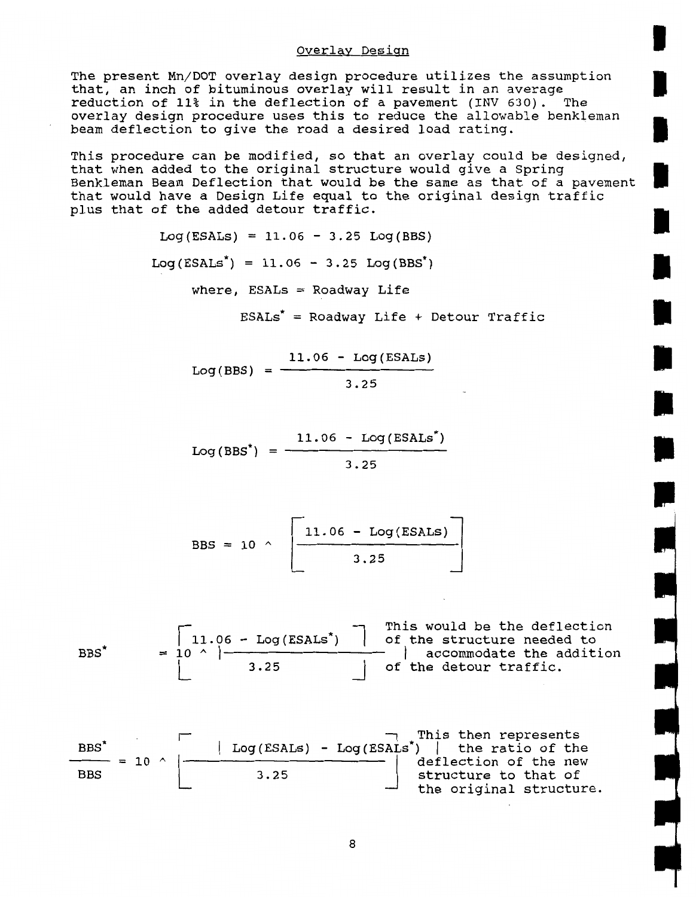## Overlay Design

The present Mn/DOT overlay design procedure utilizes the assumption that, an inch of bituminous overlay will result in an average reduction of 11% in the deflection of a pavement (INV 630). The overlay design procedure uses this to reduce the allowable benkleman beam deflection to give the road a desired load rating.

This procedure can be modified, so that an overlay could be designed, that when added to the original structure would give a Spring Benkleman Beam Deflection that would be the same as that of a pavement that would have a Design Life equal to the original design traffic plus that of the added detour traffic.

$$\text{Log(ESALs)} = 11.06 - 3.25 \text{ Log(BBS)}$$

$$\text{Log(ESALs}^*) = 11.06 - 3.25 \text{ Log(BBS}^*)$$

where, ESALs = Roadway Life

ESALs* = Roadway Life + Detour Traffic

$$\text{Log(BBS)} = \frac{11.06 - \text{Log(ESALs)}}{3.25}$$

$$\text{Log(BBS}^*) = \frac{11.06 - \text{Log(ESALs}^*)}{3.25}$$

$$\text{BBS} = 10 \wedge \left[\frac{11.06 - \text{Log(ESALs)}}{3.25}\right]$$

$$\text{BBS}^* = 10 \wedge \left[\frac{11.06 - \text{Log(ESALs}^*)}{3.25}\right]$$

This would be the deflection of the structure needed to accommodate the addition of the detour traffic.

$$\frac{\text{BBS}^*}{\text{BBS}} = 10 \wedge \left[\frac{\text{Log(ESALs)} - \text{Log(ESALs}^*)}{3.25}\right]$$

This then represents the ratio of the deflection of the new structure to that of the original structure.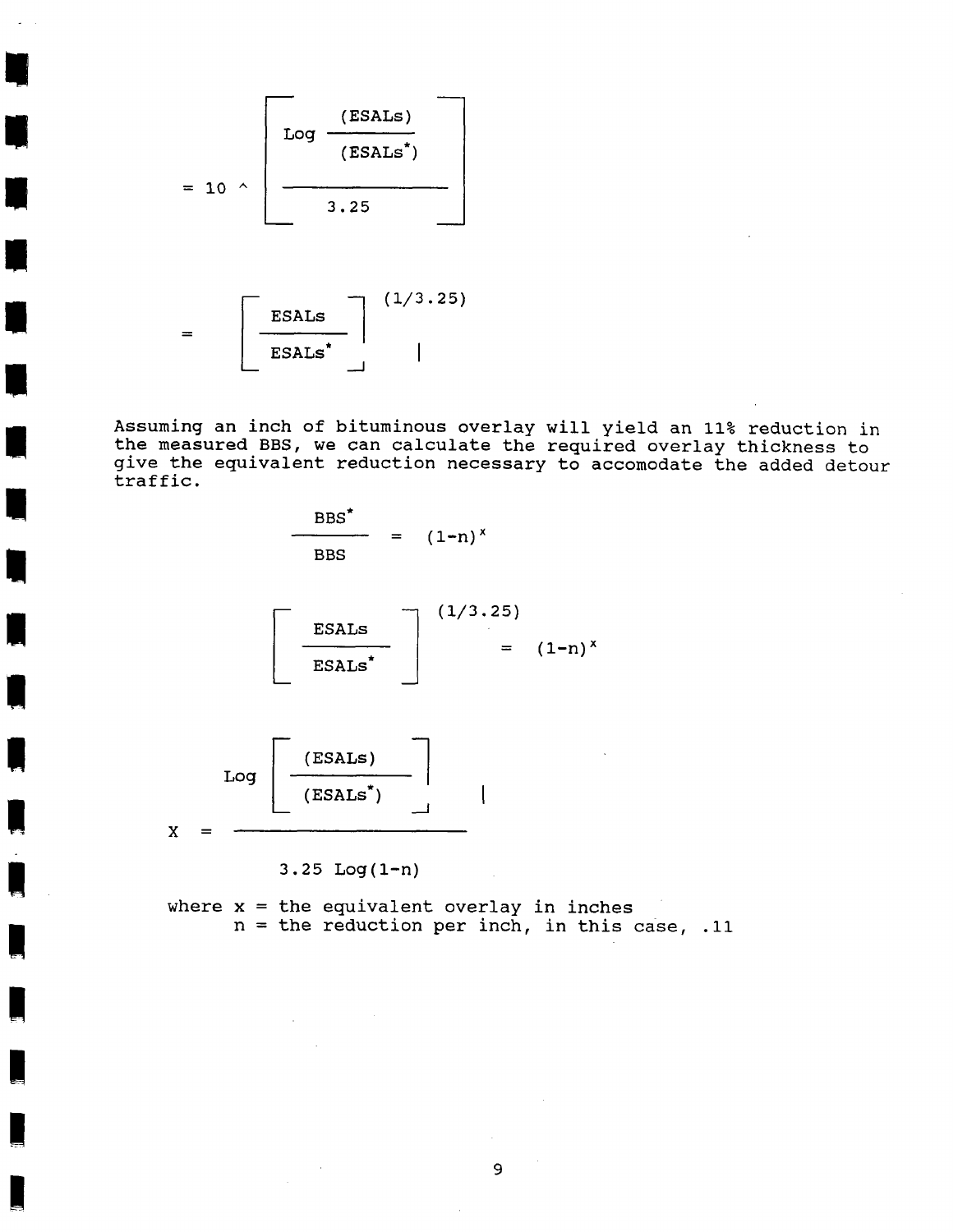$$= 10 \wedge \left[ \frac{\text{Log} \dfrac{(\text{ESALs})}{(\text{ESALs}^*)}}{3.25} \right]$$

$$= \left[ \frac{\text{ESALs}}{\text{ESALs}^*} \right]^{(1/3.25)}$$

Assuming an inch of bituminous overlay will yield an 11% reduction in the measured BBS, we can calculate the required overlay thickness to give the equivalent reduction necessary to accomodate the added detour traffic.

$$\frac{\text{BBS}^*}{\text{BBS}} = (1-n)^x$$

$$\left[ \frac{\text{ESALs}}{\text{ESALs}^*} \right]^{(1/3.25)} = (1-n)^x$$

$$x = \frac{\text{Log} \left[ \dfrac{(\text{ESALs})}{(\text{ESALs}^*)} \right]}{3.25 \text{ Log}(1-n)}$$

where x = the equivalent overlay in inches
n = the reduction per inch, in this case, .11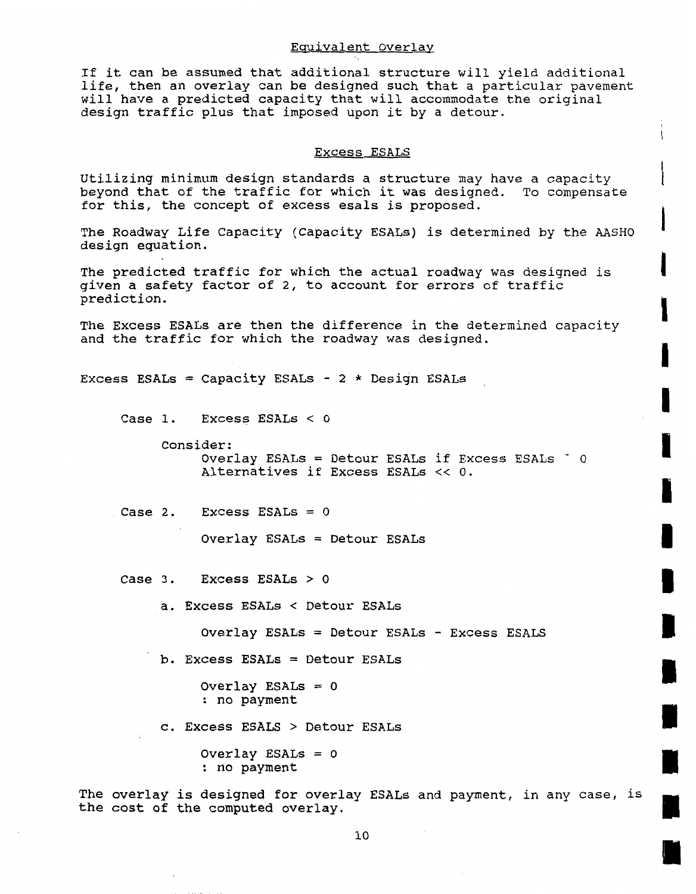## Equivalent Overlay

If it can be assumed that additional structure will yield additional life, then an overlay can be designed such that a particular pavement will have a predicted capacity that will accommodate the original design traffic plus that imposed upon it by a detour.

## Excess ESALS

Utilizing minimum design standards a structure may have a capacity beyond that of the traffic for which it was designed. To compensate for this, the concept of excess esals is proposed.

The Roadway Life Capacity (Capacity ESALs) is determined by the AASHO design equation.

The predicted traffic for which the actual roadway was designed is given a safety factor of 2, to account for errors of traffic prediction.

The Excess ESALs are then the difference in the determined capacity and the traffic for which the roadway was designed.

Excess ESALs = Capacity ESALs - 2 * Design ESALs

Case 1. Excess ESALs < 0

Consider:
Overlay ESALs = Detour ESALs if Excess ESALs ˜ 0
Alternatives if Excess ESALs << 0.

Case 2. Excess ESALs = 0

Overlay ESALs = Detour ESALs

Case 3. Excess ESALs > 0

a. Excess ESALs < Detour ESALs

Overlay ESALs = Detour ESALs - Excess ESALS

b. Excess ESALs = Detour ESALs

Overlay ESALs = 0
: no payment

c. Excess ESALS > Detour ESALs

Overlay ESALs = 0
: no payment

The overlay is designed for overlay ESALs and payment, in any case, is the cost of the computed overlay.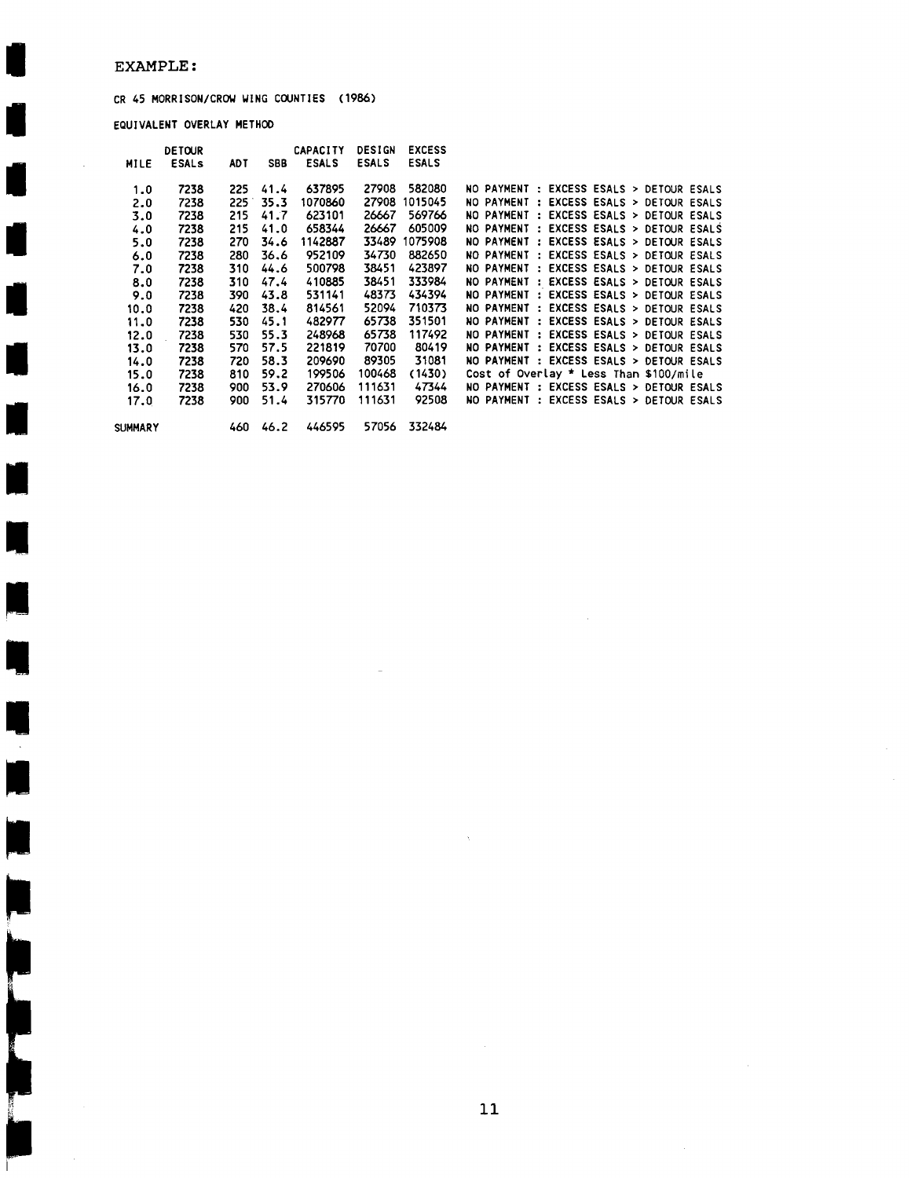EXAMPLE:

CR 45 MORRISON/CROW WING COUNTIES (1986)

EQUIVALENT OVERLAY METHOD

| MILE | DETOUR ESALs | ADT | SBB | CAPACITY ESALS | DESIGN ESALS | EXCESS ESALS | |
|---|---|---|---|---|---|---|---|
| 1.0 | 7238 | 225 | 41.4 | 637895 | 27908 | 582080 | NO PAYMENT : EXCESS ESALS > DETOUR ESALS |
| 2.0 | 7238 | 225 | 35.3 | 1070860 | 27908 | 1015045 | NO PAYMENT : EXCESS ESALS > DETOUR ESALS |
| 3.0 | 7238 | 215 | 41.7 | 623101 | 26667 | 569766 | NO PAYMENT : EXCESS ESALS > DETOUR ESALS |
| 4.0 | 7238 | 215 | 41.0 | 658344 | 26667 | 605009 | NO PAYMENT : EXCESS ESALS > DETOUR ESALS |
| 5.0 | 7238 | 270 | 34.6 | 1142887 | 33489 | 1075908 | NO PAYMENT : EXCESS ESALS > DETOUR ESALS |
| 6.0 | 7238 | 280 | 36.6 | 952109 | 34730 | 882650 | NO PAYMENT : EXCESS ESALS > DETOUR ESALS |
| 7.0 | 7238 | 310 | 44.6 | 500798 | 38451 | 423897 | NO PAYMENT : EXCESS ESALS > DETOUR ESALS |
| 8.0 | 7238 | 310 | 47.4 | 410885 | 38451 | 333984 | NO PAYMENT : EXCESS ESALS > DETOUR ESALS |
| 9.0 | 7238 | 390 | 43.8 | 531141 | 48373 | 434394 | NO PAYMENT : EXCESS ESALS > DETOUR ESALS |
| 10.0 | 7238 | 420 | 38.4 | 814561 | 52094 | 710373 | NO PAYMENT : EXCESS ESALS > DETOUR ESALS |
| 11.0 | 7238 | 530 | 45.1 | 482977 | 65738 | 351501 | NO PAYMENT : EXCESS ESALS > DETOUR ESALS |
| 12.0 | 7238 | 530 | 55.3 | 248968 | 65738 | 117492 | NO PAYMENT : EXCESS ESALS > DETOUR ESALS |
| 13.0 | 7238 | 570 | 57.5 | 221819 | 70700 | 80419 | NO PAYMENT : EXCESS ESALS > DETOUR ESALS |
| 14.0 | 7238 | 720 | 58.3 | 209690 | 89305 | 31081 | NO PAYMENT : EXCESS ESALS > DETOUR ESALS |
| 15.0 | 7238 | 810 | 59.2 | 199506 | 100468 | (1430) | Cost of Overlay * Less Than $100/mile |
| 16.0 | 7238 | 900 | 53.9 | 270606 | 111631 | 47344 | NO PAYMENT : EXCESS ESALS > DETOUR ESALS |
| 17.0 | 7238 | 900 | 51.4 | 315770 | 111631 | 92508 | NO PAYMENT : EXCESS ESALS > DETOUR ESALS |
| SUMMARY | | 460 | 46.2 | 446595 | 57056 | 332484 | |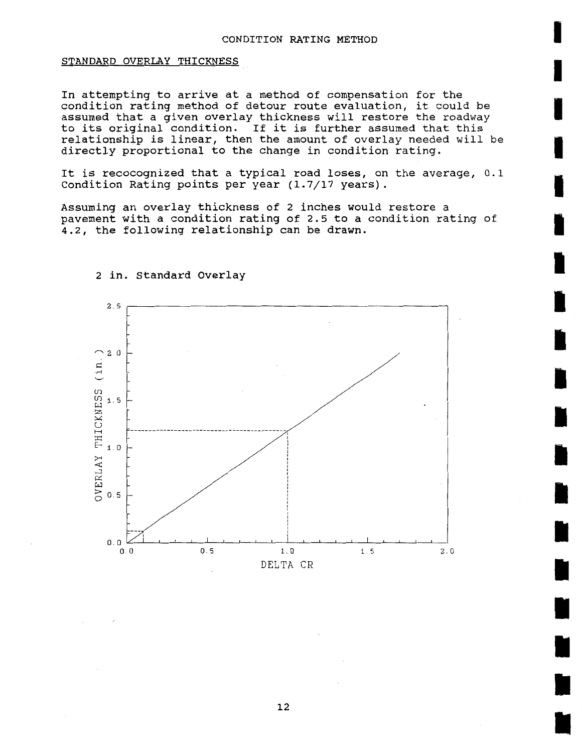CONDITION RATING METHOD

STANDARD OVERLAY THICKNESS

In attempting to arrive at a method of compensation for the condition rating method of detour route evaluation, it could be assumed that a given overlay thickness will restore the roadway to its original condition. If it is further assumed that this relationship is linear, then the amount of overlay needed will be directly proportional to the change in condition rating.

It is rec​ocognized that a typical road loses, on the average, 0.1 Condition Rating points per year (1.7/17 years).

Assuming an overlay thickness of 2 inches would restore a pavement with a condition rating of 2.5 to a condition rating of 4.2, the following relationship can be drawn.

2 in. Standard Overlay

OVERLAY THICKNESS (in.)

DELTA CR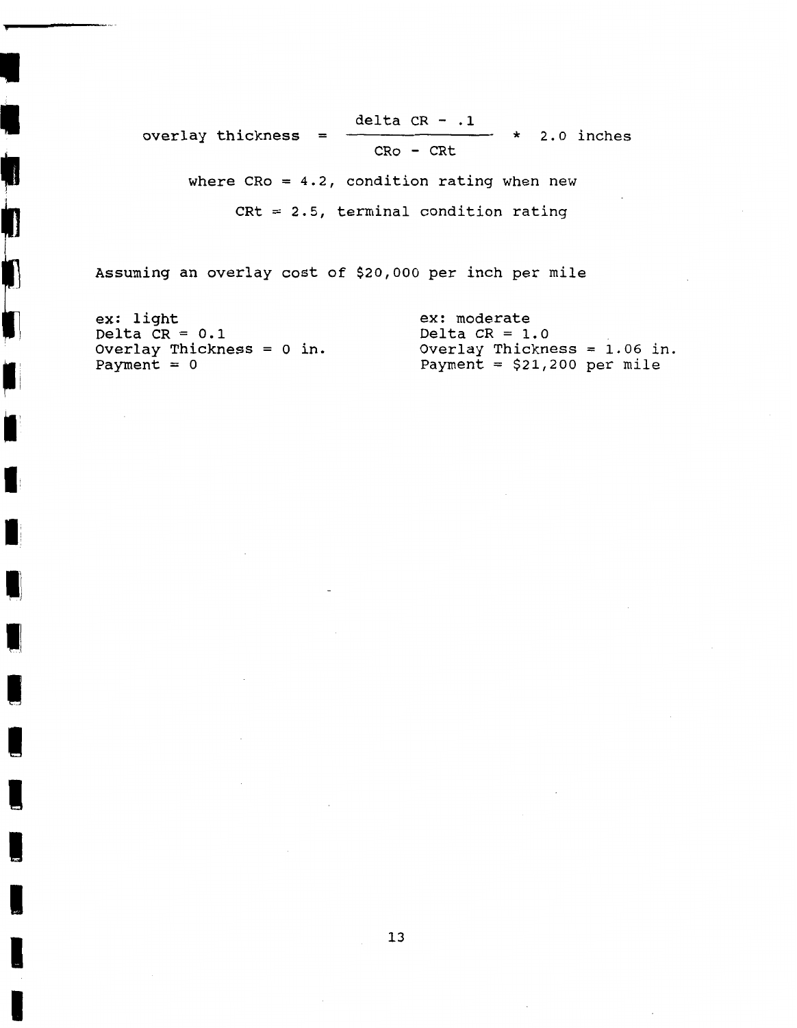$$\text{overlay thickness} = \frac{\text{delta CR} - .1}{\text{CRo} - \text{CRt}} * 2.0 \text{ inches}$$

where CRo = 4.2, condition rating when new

CRt = 2.5, terminal condition rating

Assuming an overlay cost of $20,000 per inch per mile

ex: light
Delta CR = 0.1
Overlay Thickness = 0 in.
Payment = 0

ex: moderate
Delta CR = 1.0
Overlay Thickness = 1.06 in.
Payment = $21,200 per mile